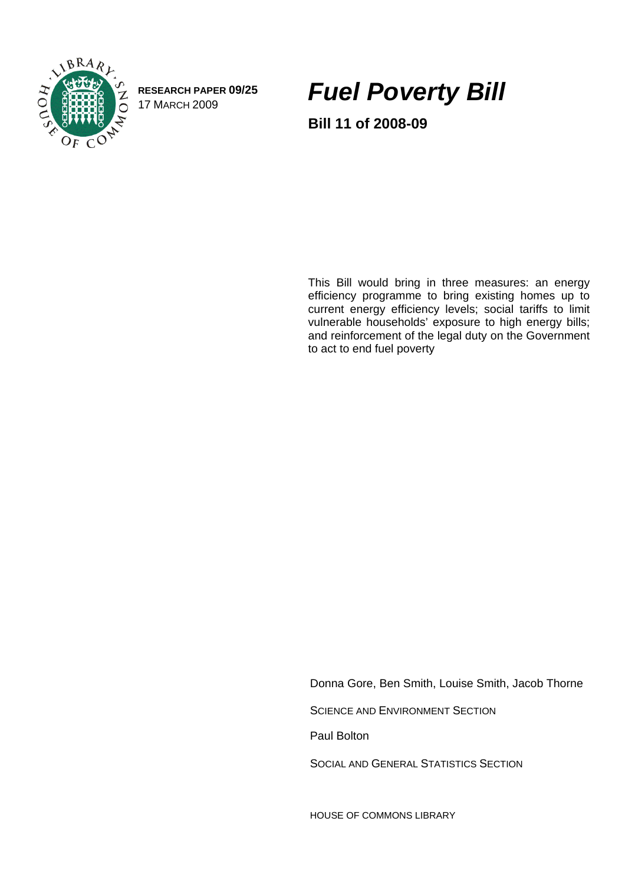RESEARCH PAPER 09/25
17 MARCH 2009

# *Fuel Poverty Bill*

**Bill 11 of 2008-09**

This Bill would bring in three measures: an energy efficiency programme to bring existing homes up to current energy efficiency levels; social tariffs to limit vulnerable households' exposure to high energy bills; and reinforcement of the legal duty on the Government to act to end fuel poverty

Donna Gore, Ben Smith, Louise Smith, Jacob Thorne

SCIENCE AND ENVIRONMENT SECTION

Paul Bolton

SOCIAL AND GENERAL STATISTICS SECTION

HOUSE OF COMMONS LIBRARY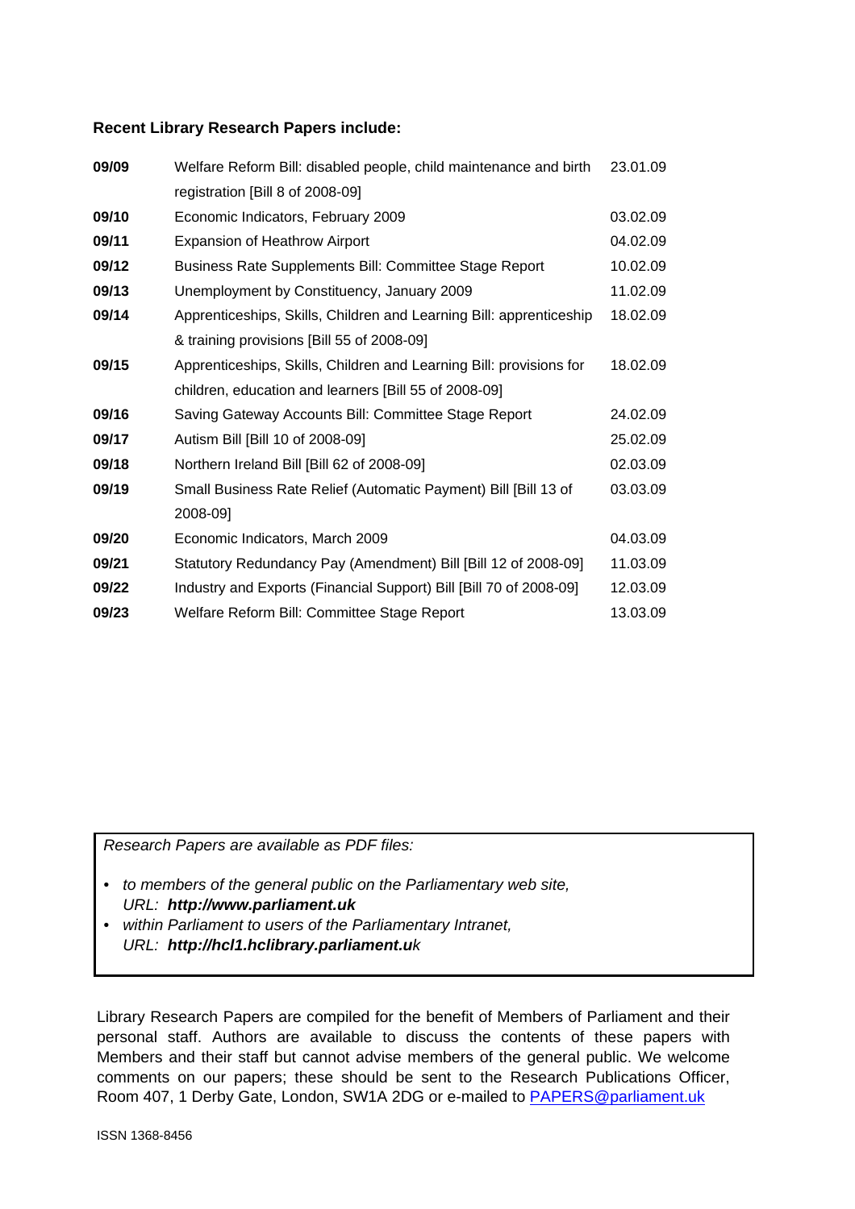**Recent Library Research Papers include:**

| | | |
|---|---|---|
| **09/09** | Welfare Reform Bill: disabled people, child maintenance and birth registration [Bill 8 of 2008-09] | 23.01.09 |
| **09/10** | Economic Indicators, February 2009 | 03.02.09 |
| **09/11** | Expansion of Heathrow Airport | 04.02.09 |
| **09/12** | Business Rate Supplements Bill: Committee Stage Report | 10.02.09 |
| **09/13** | Unemployment by Constituency, January 2009 | 11.02.09 |
| **09/14** | Apprenticeships, Skills, Children and Learning Bill: apprenticeship & training provisions [Bill 55 of 2008-09] | 18.02.09 |
| **09/15** | Apprenticeships, Skills, Children and Learning Bill: provisions for children, education and learners [Bill 55 of 2008-09] | 18.02.09 |
| **09/16** | Saving Gateway Accounts Bill: Committee Stage Report | 24.02.09 |
| **09/17** | Autism Bill [Bill 10 of 2008-09] | 25.02.09 |
| **09/18** | Northern Ireland Bill [Bill 62 of 2008-09] | 02.03.09 |
| **09/19** | Small Business Rate Relief (Automatic Payment) Bill [Bill 13 of 2008-09] | 03.03.09 |
| **09/20** | Economic Indicators, March 2009 | 04.03.09 |
| **09/21** | Statutory Redundancy Pay (Amendment) Bill [Bill 12 of 2008-09] | 11.03.09 |
| **09/22** | Industry and Exports (Financial Support) Bill [Bill 70 of 2008-09] | 12.03.09 |
| **09/23** | Welfare Reform Bill: Committee Stage Report | 13.03.09 |

*Research Papers are available as PDF files:*

- *to members of the general public on the Parliamentary web site,*
  *URL:* ***http://www.parliament.uk***
- *within Parliament to users of the Parliamentary Intranet,*
  *URL:* ***http://hcl1.hclibrary.parliament.uk***

Library Research Papers are compiled for the benefit of Members of Parliament and their personal staff. Authors are available to discuss the contents of these papers with Members and their staff but cannot advise members of the general public. We welcome comments on our papers; these should be sent to the Research Publications Officer, Room 407, 1 Derby Gate, London, SW1A 2DG or e-mailed to PAPERS@parliament.uk

ISSN 1368-8456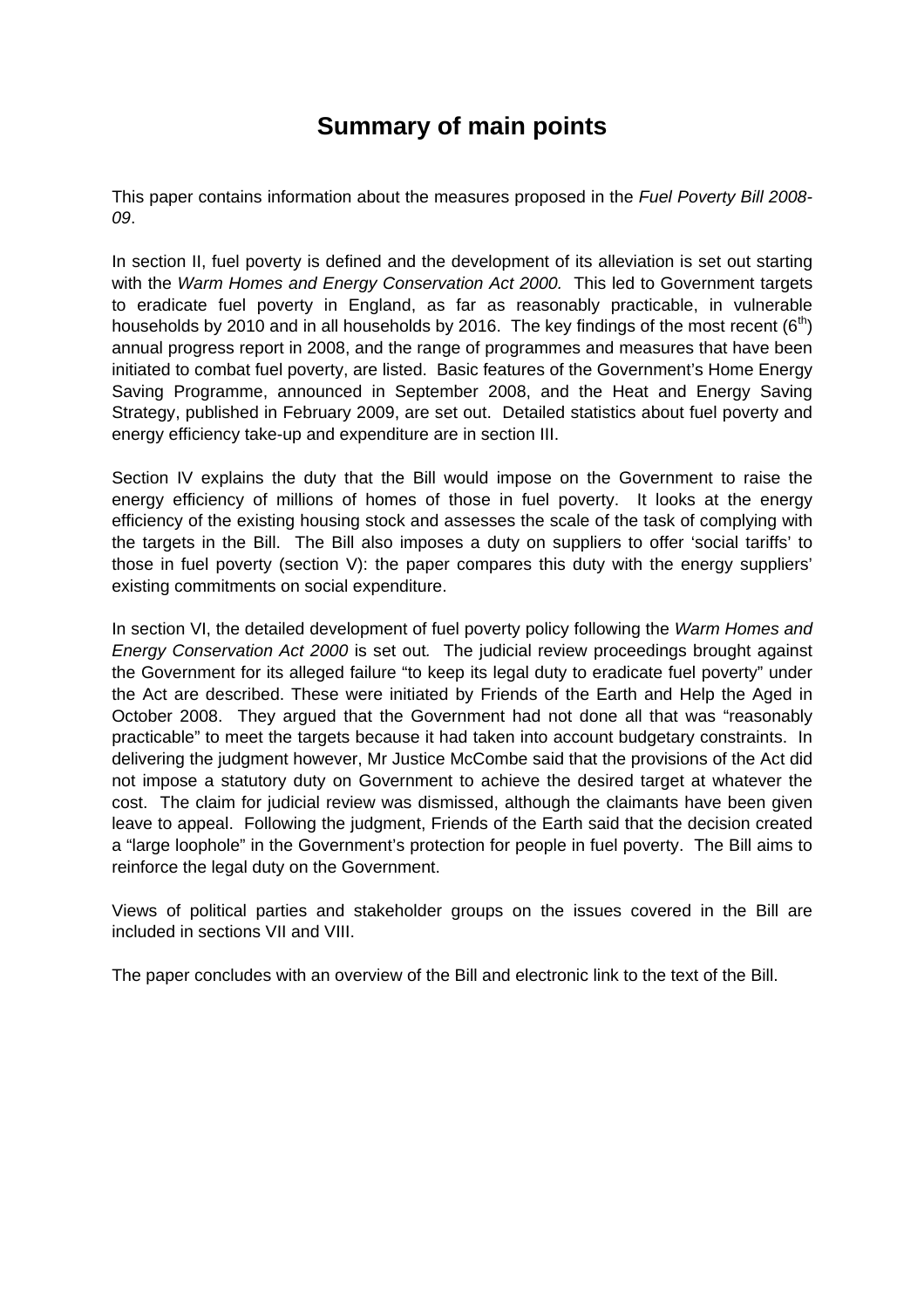# Summary of main points

This paper contains information about the measures proposed in the *Fuel Poverty Bill 2008-09*.

In section II, fuel poverty is defined and the development of its alleviation is set out starting with the *Warm Homes and Energy Conservation Act 2000.* This led to Government targets to eradicate fuel poverty in England, as far as reasonably practicable, in vulnerable households by 2010 and in all households by 2016. The key findings of the most recent (6$^{th}$) annual progress report in 2008, and the range of programmes and measures that have been initiated to combat fuel poverty, are listed. Basic features of the Government's Home Energy Saving Programme, announced in September 2008, and the Heat and Energy Saving Strategy, published in February 2009, are set out. Detailed statistics about fuel poverty and energy efficiency take-up and expenditure are in section III.

Section IV explains the duty that the Bill would impose on the Government to raise the energy efficiency of millions of homes of those in fuel poverty. It looks at the energy efficiency of the existing housing stock and assesses the scale of the task of complying with the targets in the Bill. The Bill also imposes a duty on suppliers to offer 'social tariffs' to those in fuel poverty (section V): the paper compares this duty with the energy suppliers' existing commitments on social expenditure.

In section VI, the detailed development of fuel poverty policy following the *Warm Homes and Energy Conservation Act 2000* is set out*.* The judicial review proceedings brought against the Government for its alleged failure "to keep its legal duty to eradicate fuel poverty" under the Act are described. These were initiated by Friends of the Earth and Help the Aged in October 2008. They argued that the Government had not done all that was "reasonably practicable" to meet the targets because it had taken into account budgetary constraints. In delivering the judgment however, Mr Justice McCombe said that the provisions of the Act did not impose a statutory duty on Government to achieve the desired target at whatever the cost. The claim for judicial review was dismissed, although the claimants have been given leave to appeal. Following the judgment, Friends of the Earth said that the decision created a "large loophole" in the Government's protection for people in fuel poverty. The Bill aims to reinforce the legal duty on the Government.

Views of political parties and stakeholder groups on the issues covered in the Bill are included in sections VII and VIII.

The paper concludes with an overview of the Bill and electronic link to the text of the Bill.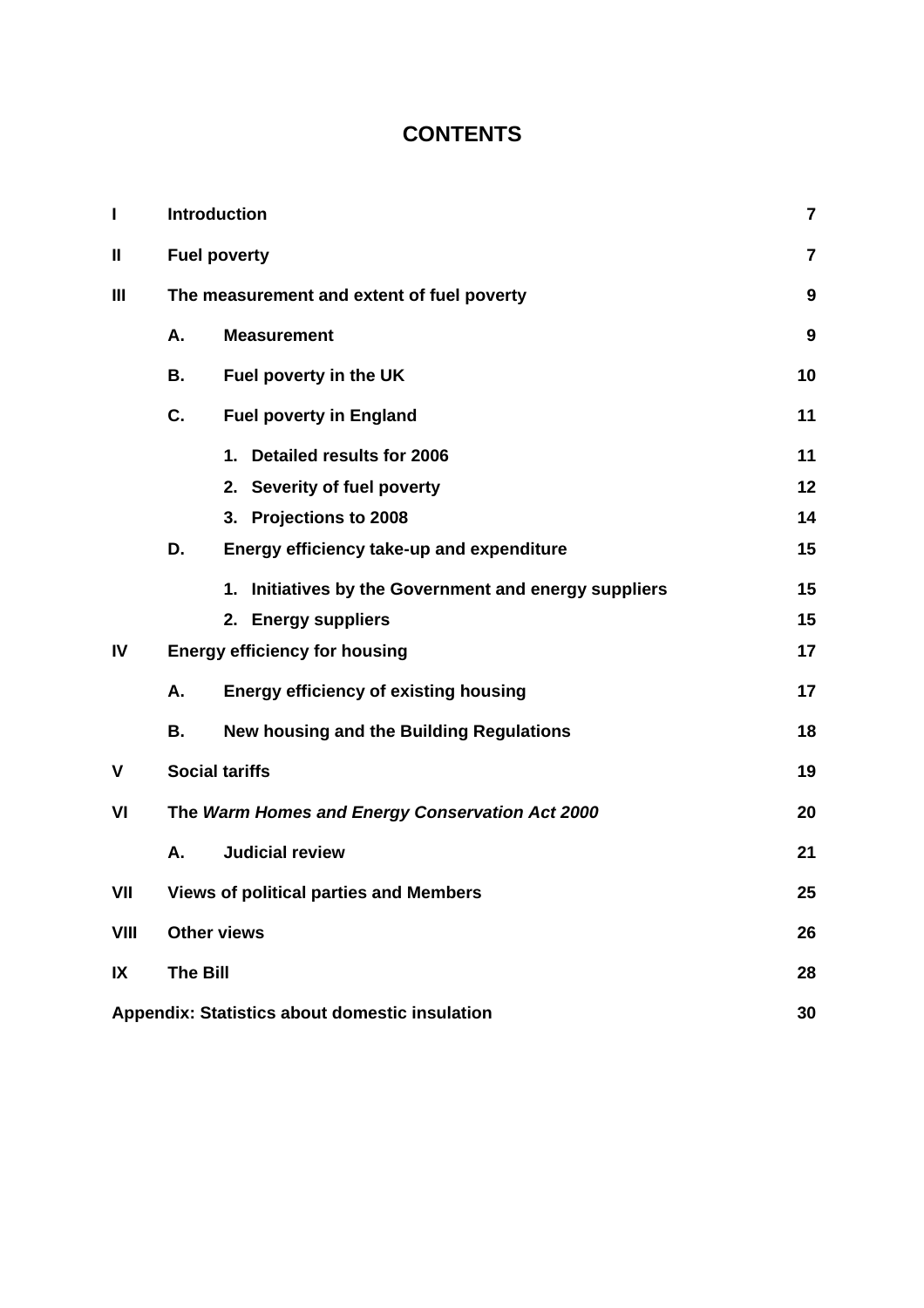# CONTENTS

| | | | |
|---|---|---|---|
| **I** | **Introduction** | | **7** |
| **II** | **Fuel poverty** | | **7** |
| **III** | **The measurement and extent of fuel poverty** | | **9** |
| | **A.** | **Measurement** | **9** |
| | **B.** | **Fuel poverty in the UK** | **10** |
| | **C.** | **Fuel poverty in England** | **11** |
| | | **1. Detailed results for 2006** | **11** |
| | | **2. Severity of fuel poverty** | **12** |
| | | **3. Projections to 2008** | **14** |
| | **D.** | **Energy efficiency take-up and expenditure** | **15** |
| | | **1. Initiatives by the Government and energy suppliers** | **15** |
| | | **2. Energy suppliers** | **15** |
| **IV** | **Energy efficiency for housing** | | **17** |
| | **A.** | **Energy efficiency of existing housing** | **17** |
| | **B.** | **New housing and the Building Regulations** | **18** |
| **V** | **Social tariffs** | | **19** |
| **VI** | **The *Warm Homes and Energy Conservation Act 2000*** | | **20** |
| | **A.** | **Judicial review** | **21** |
| **VII** | **Views of political parties and Members** | | **25** |
| **VIII** | **Other views** | | **26** |
| **IX** | **The Bill** | | **28** |
| **Appendix: Statistics about domestic insulation** | | | **30** |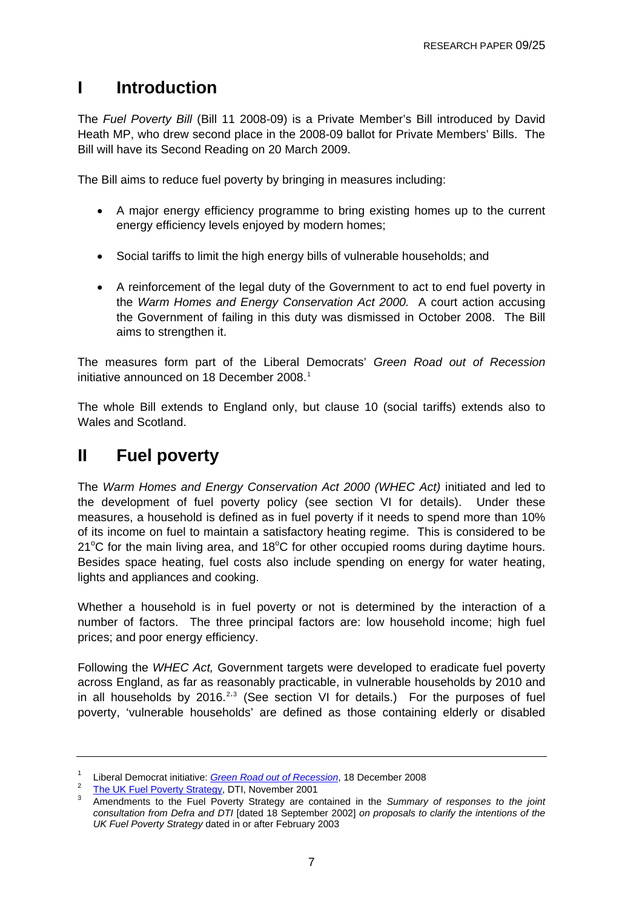# I Introduction

The *Fuel Poverty Bill* (Bill 11 2008-09) is a Private Member's Bill introduced by David Heath MP, who drew second place in the 2008-09 ballot for Private Members' Bills. The Bill will have its Second Reading on 20 March 2009.

The Bill aims to reduce fuel poverty by bringing in measures including:

- A major energy efficiency programme to bring existing homes up to the current energy efficiency levels enjoyed by modern homes;
- Social tariffs to limit the high energy bills of vulnerable households; and
- A reinforcement of the legal duty of the Government to act to end fuel poverty in the *Warm Homes and Energy Conservation Act 2000.* A court action accusing the Government of failing in this duty was dismissed in October 2008. The Bill aims to strengthen it.

The measures form part of the Liberal Democrats' *Green Road out of Recession* initiative announced on 18 December 2008.[1]

The whole Bill extends to England only, but clause 10 (social tariffs) extends also to Wales and Scotland.

# II Fuel poverty

The *Warm Homes and Energy Conservation Act 2000 (WHEC Act)* initiated and led to the development of fuel poverty policy (see section VI for details). Under these measures, a household is defined as in fuel poverty if it needs to spend more than 10% of its income on fuel to maintain a satisfactory heating regime. This is considered to be 21°C for the main living area, and 18°C for other occupied rooms during daytime hours. Besides space heating, fuel costs also include spending on energy for water heating, lights and appliances and cooking.

Whether a household is in fuel poverty or not is determined by the interaction of a number of factors. The three principal factors are: low household income; high fuel prices; and poor energy efficiency.

Following the *WHEC Act,* Government targets were developed to eradicate fuel poverty across England, as far as reasonably practicable, in vulnerable households by 2010 and in all households by 2016.[2,3] (See section VI for details.) For the purposes of fuel poverty, 'vulnerable households' are defined as those containing elderly or disabled

---

[1] Liberal Democrat initiative: *Green Road out of Recession*, 18 December 2008

[2] The UK Fuel Poverty Strategy, DTI, November 2001

[3] Amendments to the Fuel Poverty Strategy are contained in the *Summary of responses to the joint consultation from Defra and DTI* [dated 18 September 2002] *on proposals to clarify the intentions of the UK Fuel Poverty Strategy* dated in or after February 2003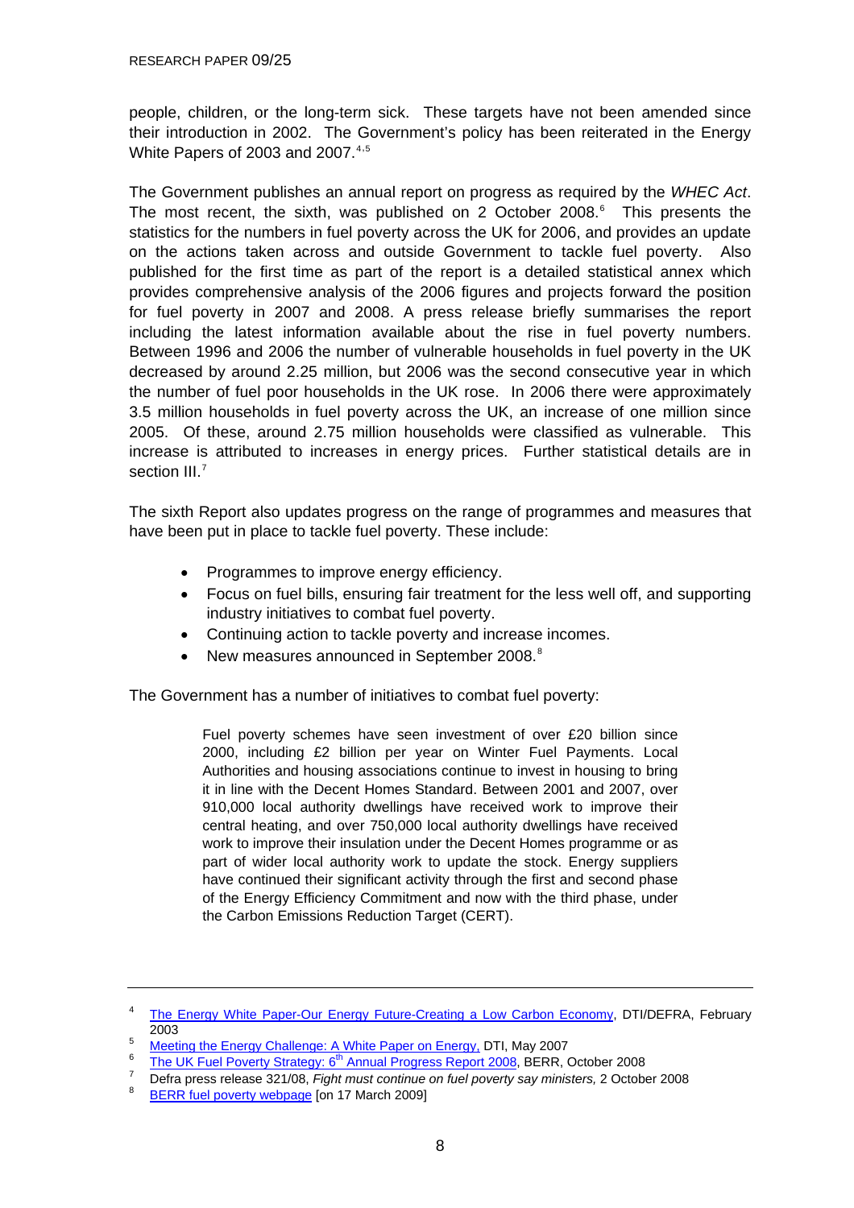people, children, or the long-term sick. These targets have not been amended since their introduction in 2002. The Government's policy has been reiterated in the Energy White Papers of 2003 and 2007.[4,5]

The Government publishes an annual report on progress as required by the *WHEC Act*. The most recent, the sixth, was published on 2 October 2008.[6] This presents the statistics for the numbers in fuel poverty across the UK for 2006, and provides an update on the actions taken across and outside Government to tackle fuel poverty. Also published for the first time as part of the report is a detailed statistical annex which provides comprehensive analysis of the 2006 figures and projects forward the position for fuel poverty in 2007 and 2008. A press release briefly summarises the report including the latest information available about the rise in fuel poverty numbers. Between 1996 and 2006 the number of vulnerable households in fuel poverty in the UK decreased by around 2.25 million, but 2006 was the second consecutive year in which the number of fuel poor households in the UK rose. In 2006 there were approximately 3.5 million households in fuel poverty across the UK, an increase of one million since 2005. Of these, around 2.75 million households were classified as vulnerable. This increase is attributed to increases in energy prices. Further statistical details are in section III.[7]

The sixth Report also updates progress on the range of programmes and measures that have been put in place to tackle fuel poverty. These include:

- Programmes to improve energy efficiency.
- Focus on fuel bills, ensuring fair treatment for the less well off, and supporting industry initiatives to combat fuel poverty.
- Continuing action to tackle poverty and increase incomes.
- New measures announced in September 2008.[8]

The Government has a number of initiatives to combat fuel poverty:

> Fuel poverty schemes have seen investment of over £20 billion since 2000, including £2 billion per year on Winter Fuel Payments. Local Authorities and housing associations continue to invest in housing to bring it in line with the Decent Homes Standard. Between 2001 and 2007, over 910,000 local authority dwellings have received work to improve their central heating, and over 750,000 local authority dwellings have received work to improve their insulation under the Decent Homes programme or as part of wider local authority work to update the stock. Energy suppliers have continued their significant activity through the first and second phase of the Energy Efficiency Commitment and now with the third phase, under the Carbon Emissions Reduction Target (CERT).

---

[4] The Energy White Paper-Our Energy Future-Creating a Low Carbon Economy, DTI/DEFRA, February 2003

[5] Meeting the Energy Challenge: A White Paper on Energy, DTI, May 2007

[6] The UK Fuel Poverty Strategy: 6th Annual Progress Report 2008, BERR, October 2008

[7] Defra press release 321/08, *Fight must continue on fuel poverty say ministers,* 2 October 2008

[8] BERR fuel poverty webpage [on 17 March 2009]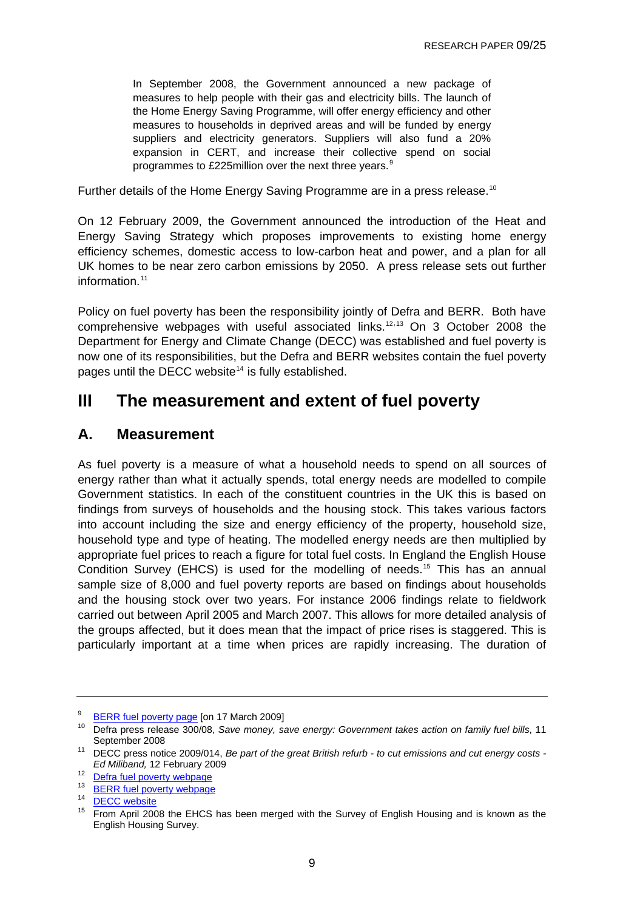> In September 2008, the Government announced a new package of measures to help people with their gas and electricity bills. The launch of the Home Energy Saving Programme, will offer energy efficiency and other measures to households in deprived areas and will be funded by energy suppliers and electricity generators. Suppliers will also fund a 20% expansion in CERT, and increase their collective spend on social programmes to £225million over the next three years.[9]

Further details of the Home Energy Saving Programme are in a press release.[10]

On 12 February 2009, the Government announced the introduction of the Heat and Energy Saving Strategy which proposes improvements to existing home energy efficiency schemes, domestic access to low-carbon heat and power, and a plan for all UK homes to be near zero carbon emissions by 2050. A press release sets out further information.[11]

Policy on fuel poverty has been the responsibility jointly of Defra and BERR. Both have comprehensive webpages with useful associated links.[12,13] On 3 October 2008 the Department for Energy and Climate Change (DECC) was established and fuel poverty is now one of its responsibilities, but the Defra and BERR websites contain the fuel poverty pages until the DECC website[14] is fully established.

# III The measurement and extent of fuel poverty

## A. Measurement

As fuel poverty is a measure of what a household needs to spend on all sources of energy rather than what it actually spends, total energy needs are modelled to compile Government statistics. In each of the constituent countries in the UK this is based on findings from surveys of households and the housing stock. This takes various factors into account including the size and energy efficiency of the property, household size, household type and type of heating. The modelled energy needs are then multiplied by appropriate fuel prices to reach a figure for total fuel costs. In England the English House Condition Survey (EHCS) is used for the modelling of needs.[15] This has an annual sample size of 8,000 and fuel poverty reports are based on findings about households and the housing stock over two years. For instance 2006 findings relate to fieldwork carried out between April 2005 and March 2007. This allows for more detailed analysis of the groups affected, but it does mean that the impact of price rises is staggered. This is particularly important at a time when prices are rapidly increasing. The duration of

---

[9] BERR fuel poverty page [on 17 March 2009]

[10] Defra press release 300/08, *Save money, save energy: Government takes action on family fuel bills*, 11 September 2008

[11] DECC press notice 2009/014, *Be part of the great British refurb - to cut emissions and cut energy costs - Ed Miliband,* 12 February 2009

[12] Defra fuel poverty webpage

[13] BERR fuel poverty webpage

[14] DECC website

[15] From April 2008 the EHCS has been merged with the Survey of English Housing and is known as the English Housing Survey.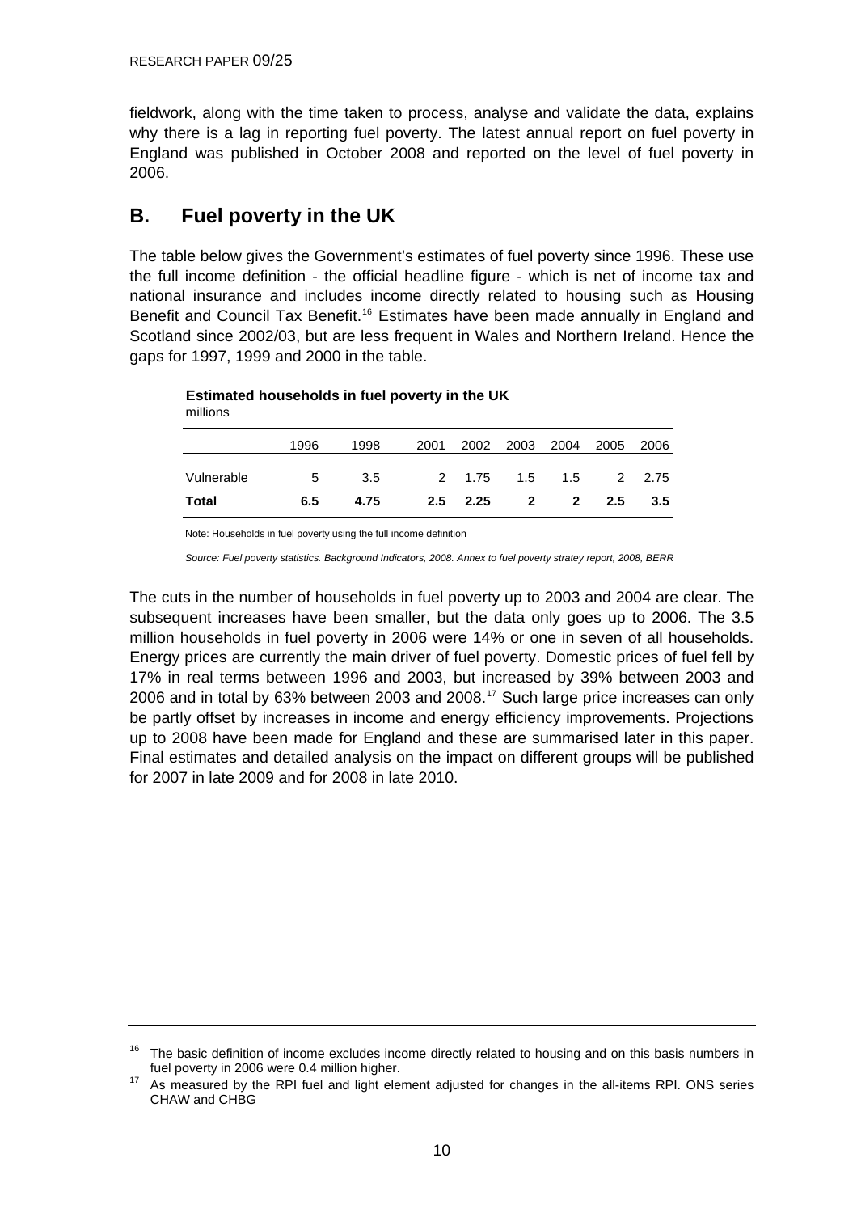fieldwork, along with the time taken to process, analyse and validate the data, explains why there is a lag in reporting fuel poverty. The latest annual report on fuel poverty in England was published in October 2008 and reported on the level of fuel poverty in 2006.

## B. Fuel poverty in the UK

The table below gives the Government's estimates of fuel poverty since 1996. These use the full income definition - the official headline figure - which is net of income tax and national insurance and includes income directly related to housing such as Housing Benefit and Council Tax Benefit.[16] Estimates have been made annually in England and Scotland since 2002/03, but are less frequent in Wales and Northern Ireland. Hence the gaps for 1997, 1999 and 2000 in the table.

**Estimated households in fuel poverty in the UK**
millions

| | 1996 | 1998 | 2001 | 2002 | 2003 | 2004 | 2005 | 2006 |
|---|---|---|---|---|---|---|---|---|
| Vulnerable | 5 | 3.5 | 2 | 1.75 | 1.5 | 1.5 | 2 | 2.75 |
| **Total** | **6.5** | **4.75** | **2.5** | **2.25** | **2** | **2** | **2.5** | **3.5** |

Note: Households in fuel poverty using the full income definition

*Source: Fuel poverty statistics. Background Indicators, 2008. Annex to fuel poverty stratey report, 2008, BERR*

The cuts in the number of households in fuel poverty up to 2003 and 2004 are clear. The subsequent increases have been smaller, but the data only goes up to 2006. The 3.5 million households in fuel poverty in 2006 were 14% or one in seven of all households. Energy prices are currently the main driver of fuel poverty. Domestic prices of fuel fell by 17% in real terms between 1996 and 2003, but increased by 39% between 2003 and 2006 and in total by 63% between 2003 and 2008.[17] Such large price increases can only be partly offset by increases in income and energy efficiency improvements. Projections up to 2008 have been made for England and these are summarised later in this paper. Final estimates and detailed analysis on the impact on different groups will be published for 2007 in late 2009 and for 2008 in late 2010.

---

[16] The basic definition of income excludes income directly related to housing and on this basis numbers in fuel poverty in 2006 were 0.4 million higher.

[17] As measured by the RPI fuel and light element adjusted for changes in the all-items RPI. ONS series CHAW and CHBG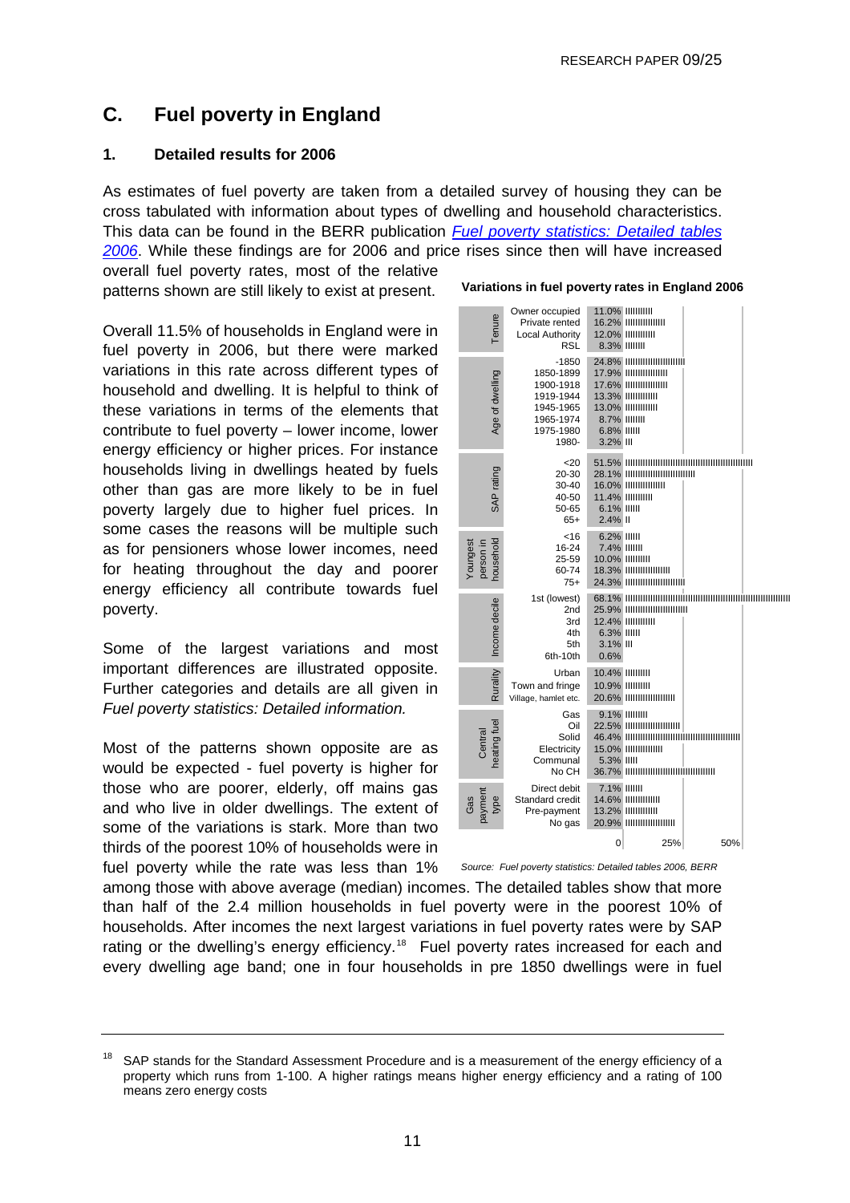## C. Fuel poverty in England

### 1. Detailed results for 2006

As estimates of fuel poverty are taken from a detailed survey of housing they can be cross tabulated with information about types of dwelling and household characteristics. This data can be found in the BERR publication *Fuel poverty statistics: Detailed tables 2006*. While these findings are for 2006 and price rises since then will have increased overall fuel poverty rates, most of the relative patterns shown are still likely to exist at present.

Overall 11.5% of households in England were in fuel poverty in 2006, but there were marked variations in this rate across different types of household and dwelling. It is helpful to think of these variations in terms of the elements that contribute to fuel poverty – lower income, lower energy efficiency or higher prices. For instance households living in dwellings heated by fuels other than gas are more likely to be in fuel poverty largely due to higher fuel prices. In some cases the reasons will be multiple such as for pensioners whose lower incomes, need for heating throughout the day and poorer energy efficiency all contribute towards fuel poverty.

Some of the largest variations and most important differences are illustrated opposite. Further categories and details are all given in *Fuel poverty statistics: Detailed information.*

Most of the patterns shown opposite are as would be expected - fuel poverty is higher for those who are poorer, elderly, off mains gas and who live in older dwellings. The extent of some of the variations is stark. More than two thirds of the poorest 10% of households were in fuel poverty while the rate was less than 1% among those with above average (median) incomes. The detailed tables show that more than half of the 2.4 million households in fuel poverty were in the poorest 10% of households. After incomes the next largest variations in fuel poverty rates were by SAP rating or the dwelling's energy efficiency.[18] Fuel poverty rates increased for each and every dwelling age band; one in four households in pre 1850 dwellings were in fuel

**Variations in fuel poverty rates in England 2006**

| Category | Group | Fuel poverty rate |
|---|---|---|
| Tenure | Owner occupied | 11.0% |
| | Private rented | 16.2% |
| | Local Authority | 12.0% |
| | RSL | 8.3% |
| Age of dwelling | -1850 | 24.8% |
| | 1850-1899 | 17.9% |
| | 1900-1918 | 17.6% |
| | 1919-1944 | 13.3% |
| | 1945-1965 | 13.0% |
| | 1965-1974 | 8.7% |
| | 1975-1980 | 6.8% |
| | 1980- | 3.2% |
| SAP rating | <20 | 51.5% |
| | 20-30 | 28.1% |
| | 30-40 | 16.0% |
| | 40-50 | 11.4% |
| | 50-65 | 6.1% |
| | 65+ | 2.4% |
| Youngest person in household | <16 | 6.2% |
| | 16-24 | 7.4% |
| | 25-59 | 10.0% |
| | 60-74 | 18.3% |
| | 75+ | 24.3% |
| Income decile | 1st (lowest) | 68.1% |
| | 2nd | 25.9% |
| | 3rd | 12.4% |
| | 4th | 6.3% |
| | 5th | 3.1% |
| | 6th-10th | 0.6% |
| Rurality | Urban | 10.4% |
| | Town and fringe | 10.9% |
| | Village, hamlet etc. | 20.6% |
| Central heating fuel | Gas | 9.1% |
| | Oil | 22.5% |
| | Solid | 46.4% |
| | Electricity | 15.0% |
| | Communal | 5.3% |
| | No CH | 36.7% |
| Gas payment type | Direct debit | 7.1% |
| | Standard credit | 14.6% |
| | Pre-payment | 13.2% |
| | No gas | 20.9% |

*Source: Fuel poverty statistics: Detailed tables 2006, BERR*

---

[18] SAP stands for the Standard Assessment Procedure and is a measurement of the energy efficiency of a property which runs from 1-100. A higher ratings means higher energy efficiency and a rating of 100 means zero energy costs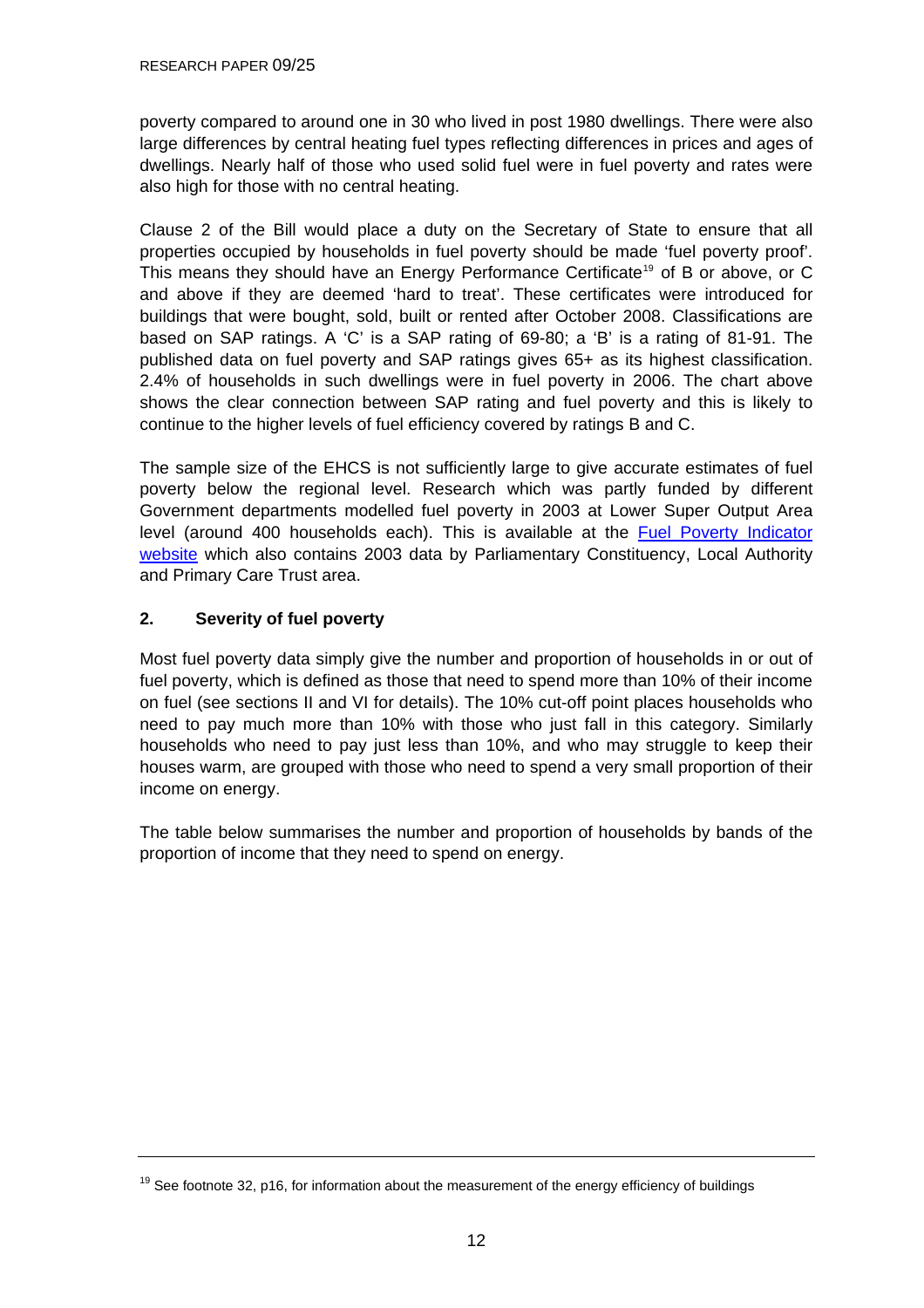poverty compared to around one in 30 who lived in post 1980 dwellings. There were also large differences by central heating fuel types reflecting differences in prices and ages of dwellings. Nearly half of those who used solid fuel were in fuel poverty and rates were also high for those with no central heating.

Clause 2 of the Bill would place a duty on the Secretary of State to ensure that all properties occupied by households in fuel poverty should be made 'fuel poverty proof'. This means they should have an Energy Performance Certificate[19] of B or above, or C and above if they are deemed 'hard to treat'. These certificates were introduced for buildings that were bought, sold, built or rented after October 2008. Classifications are based on SAP ratings. A 'C' is a SAP rating of 69-80; a 'B' is a rating of 81-91. The published data on fuel poverty and SAP ratings gives 65+ as its highest classification. 2.4% of households in such dwellings were in fuel poverty in 2006. The chart above shows the clear connection between SAP rating and fuel poverty and this is likely to continue to the higher levels of fuel efficiency covered by ratings B and C.

The sample size of the EHCS is not sufficiently large to give accurate estimates of fuel poverty below the regional level. Research which was partly funded by different Government departments modelled fuel poverty in 2003 at Lower Super Output Area level (around 400 households each). This is available at the Fuel Poverty Indicator website which also contains 2003 data by Parliamentary Constituency, Local Authority and Primary Care Trust area.

## 2. Severity of fuel poverty

Most fuel poverty data simply give the number and proportion of households in or out of fuel poverty, which is defined as those that need to spend more than 10% of their income on fuel (see sections II and VI for details). The 10% cut-off point places households who need to pay much more than 10% with those who just fall in this category. Similarly households who need to pay just less than 10%, and who may struggle to keep their houses warm, are grouped with those who need to spend a very small proportion of their income on energy.

The table below summarises the number and proportion of households by bands of the proportion of income that they need to spend on energy.

[19] See footnote 32, p16, for information about the measurement of the energy efficiency of buildings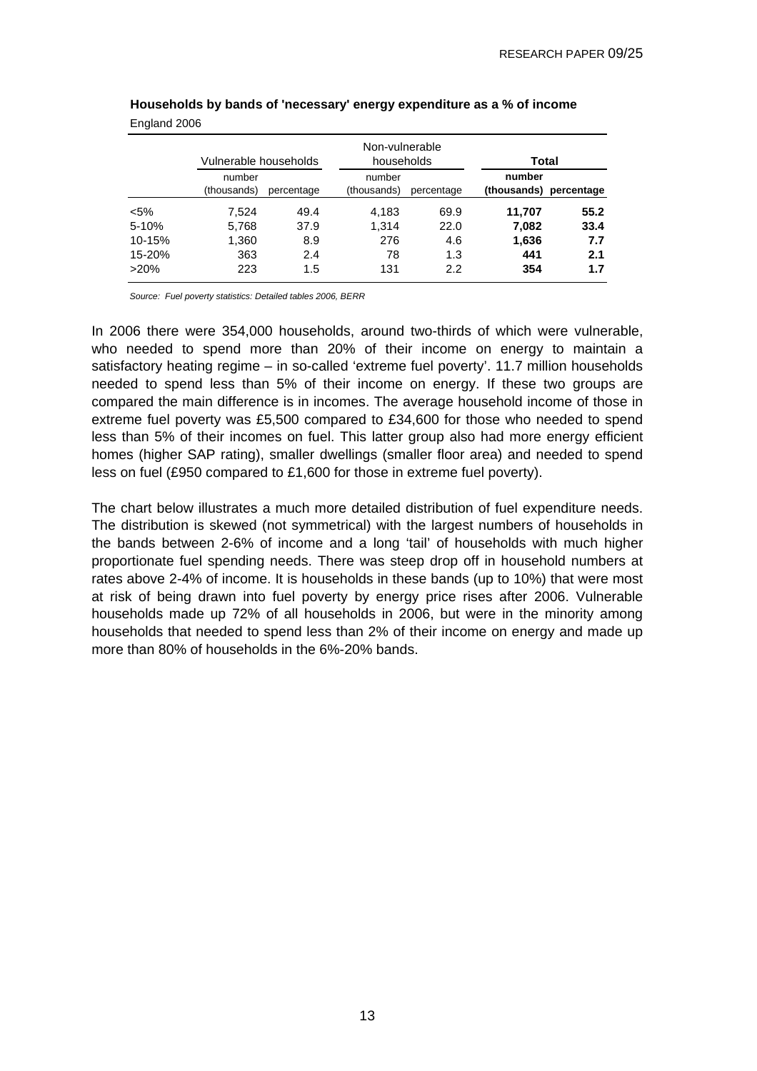**Households by bands of 'necessary' energy expenditure as a % of income**

England 2006

| | Vulnerable households | | Non-vulnerable households | | **Total** | |
|---|---|---|---|---|---|---|
| | number (thousands) | percentage | number (thousands) | percentage | **number (thousands)** | **percentage** |
| <5% | 7,524 | 49.4 | 4,183 | 69.9 | **11,707** | **55.2** |
| 5-10% | 5,768 | 37.9 | 1,314 | 22.0 | **7,082** | **33.4** |
| 10-15% | 1,360 | 8.9 | 276 | 4.6 | **1,636** | **7.7** |
| 15-20% | 363 | 2.4 | 78 | 1.3 | **441** | **2.1** |
| >20% | 223 | 1.5 | 131 | 2.2 | **354** | **1.7** |

*Source: Fuel poverty statistics: Detailed tables 2006, BERR*

In 2006 there were 354,000 households, around two-thirds of which were vulnerable, who needed to spend more than 20% of their income on energy to maintain a satisfactory heating regime – in so-called 'extreme fuel poverty'. 11.7 million households needed to spend less than 5% of their income on energy. If these two groups are compared the main difference is in incomes. The average household income of those in extreme fuel poverty was £5,500 compared to £34,600 for those who needed to spend less than 5% of their incomes on fuel. This latter group also had more energy efficient homes (higher SAP rating), smaller dwellings (smaller floor area) and needed to spend less on fuel (£950 compared to £1,600 for those in extreme fuel poverty).

The chart below illustrates a much more detailed distribution of fuel expenditure needs. The distribution is skewed (not symmetrical) with the largest numbers of households in the bands between 2-6% of income and a long 'tail' of households with much higher proportionate fuel spending needs. There was steep drop off in household numbers at rates above 2-4% of income. It is households in these bands (up to 10%) that were most at risk of being drawn into fuel poverty by energy price rises after 2006. Vulnerable households made up 72% of all households in 2006, but were in the minority among households that needed to spend less than 2% of their income on energy and made up more than 80% of households in the 6%-20% bands.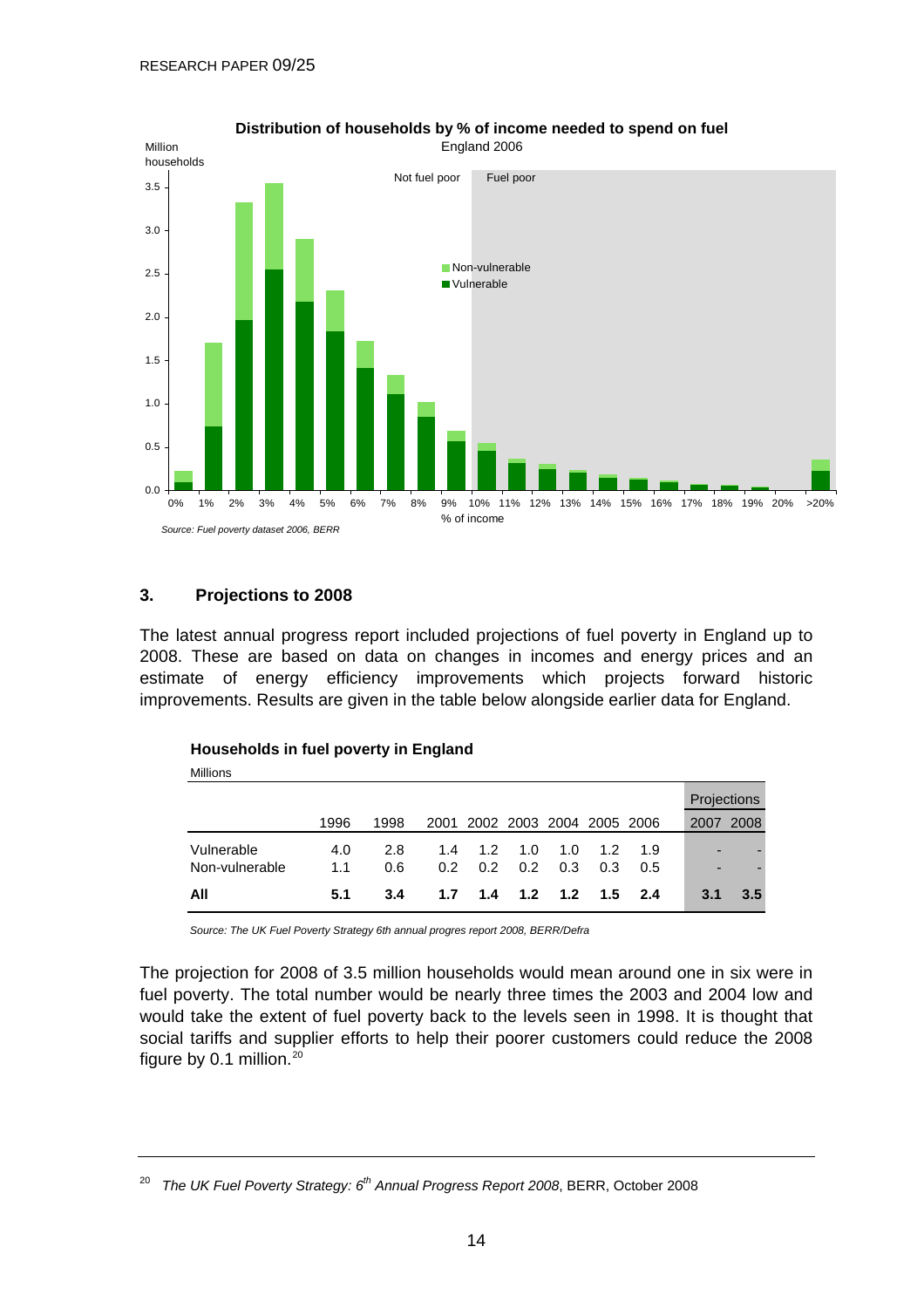**Distribution of households by % of income needed to spend on fuel**
England 2006

*Source: Fuel poverty dataset 2006, BERR*

## 3. Projections to 2008

The latest annual progress report included projections of fuel poverty in England up to 2008. These are based on data on changes in incomes and energy prices and an estimate of energy efficiency improvements which projects forward historic improvements. Results are given in the table below alongside earlier data for England.

**Households in fuel poverty in England**

Millions

| | | | | | | | | | Projections | |
|---|---|---|---|---|---|---|---|---|---|---|
| | 1996 | 1998 | 2001 | 2002 | 2003 | 2004 | 2005 | 2006 | 2007 | 2008 |
| Vulnerable | 4.0 | 2.8 | 1.4 | 1.2 | 1.0 | 1.0 | 1.2 | 1.9 | - | - |
| Non-vulnerable | 1.1 | 0.6 | 0.2 | 0.2 | 0.2 | 0.3 | 0.3 | 0.5 | - | - |
| **All** | **5.1** | **3.4** | **1.7** | **1.4** | **1.2** | **1.2** | **1.5** | **2.4** | **3.1** | **3.5** |

*Source: The UK Fuel Poverty Strategy 6th annual progres report 2008, BERR/Defra*

The projection for 2008 of 3.5 million households would mean around one in six were in fuel poverty. The total number would be nearly three times the 2003 and 2004 low and would take the extent of fuel poverty back to the levels seen in 1998. It is thought that social tariffs and supplier efforts to help their poorer customers could reduce the 2008 figure by 0.1 million.[20]

---

[20] *The UK Fuel Poverty Strategy: 6th Annual Progress Report 2008*, BERR, October 2008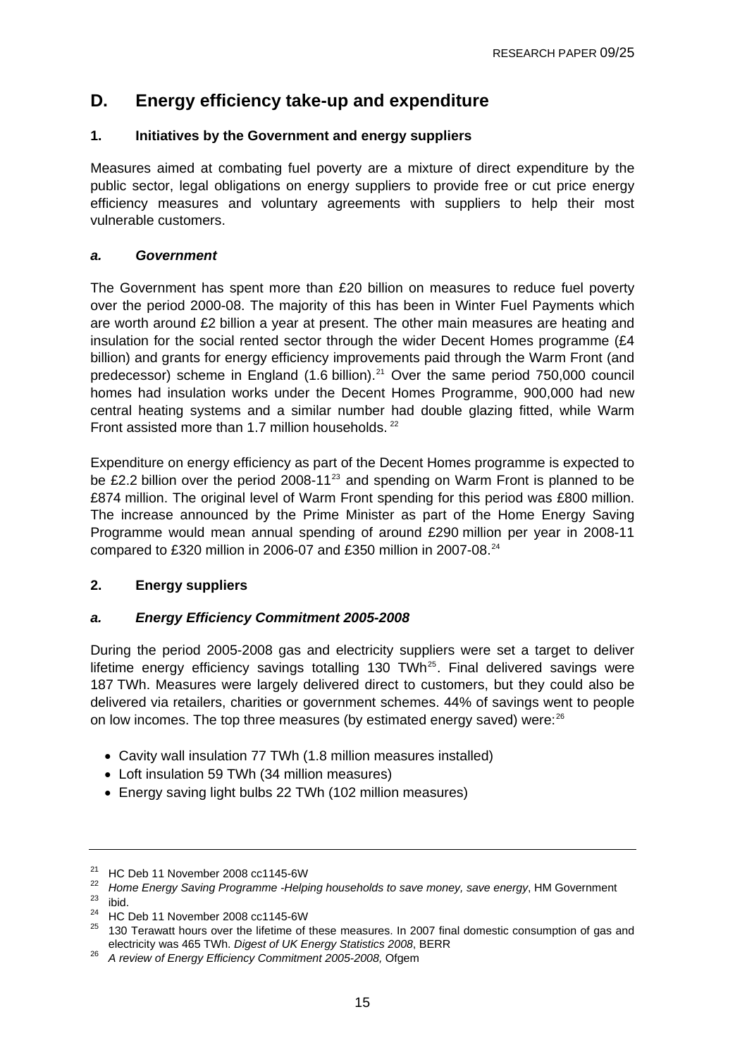## D. Energy efficiency take-up and expenditure

### 1. Initiatives by the Government and energy suppliers

Measures aimed at combating fuel poverty are a mixture of direct expenditure by the public sector, legal obligations on energy suppliers to provide free or cut price energy efficiency measures and voluntary agreements with suppliers to help their most vulnerable customers.

#### *a. Government*

The Government has spent more than £20 billion on measures to reduce fuel poverty over the period 2000-08. The majority of this has been in Winter Fuel Payments which are worth around £2 billion a year at present. The other main measures are heating and insulation for the social rented sector through the wider Decent Homes programme (£4 billion) and grants for energy efficiency improvements paid through the Warm Front (and predecessor) scheme in England (1.6 billion).[21] Over the same period 750,000 council homes had insulation works under the Decent Homes Programme, 900,000 had new central heating systems and a similar number had double glazing fitted, while Warm Front assisted more than 1.7 million households.[22]

Expenditure on energy efficiency as part of the Decent Homes programme is expected to be £2.2 billion over the period 2008-11[23] and spending on Warm Front is planned to be £874 million. The original level of Warm Front spending for this period was £800 million. The increase announced by the Prime Minister as part of the Home Energy Saving Programme would mean annual spending of around £290 million per year in 2008-11 compared to £320 million in 2006-07 and £350 million in 2007-08.[24]

### 2. Energy suppliers

#### *a. Energy Efficiency Commitment 2005-2008*

During the period 2005-2008 gas and electricity suppliers were set a target to deliver lifetime energy efficiency savings totalling 130 TWh[25]. Final delivered savings were 187 TWh. Measures were largely delivered direct to customers, but they could also be delivered via retailers, charities or government schemes. 44% of savings went to people on low incomes. The top three measures (by estimated energy saved) were:[26]

- Cavity wall insulation 77 TWh (1.8 million measures installed)
- Loft insulation 59 TWh (34 million measures)
- Energy saving light bulbs 22 TWh (102 million measures)

---

[21] HC Deb 11 November 2008 cc1145-6W

[22] *Home Energy Saving Programme -Helping households to save money, save energy*, HM Government

[23] ibid.

[24] HC Deb 11 November 2008 cc1145-6W

[25] 130 Terawatt hours over the lifetime of these measures. In 2007 final domestic consumption of gas and electricity was 465 TWh. *Digest of UK Energy Statistics 2008*, BERR

[26] *A review of Energy Efficiency Commitment 2005-2008,* Ofgem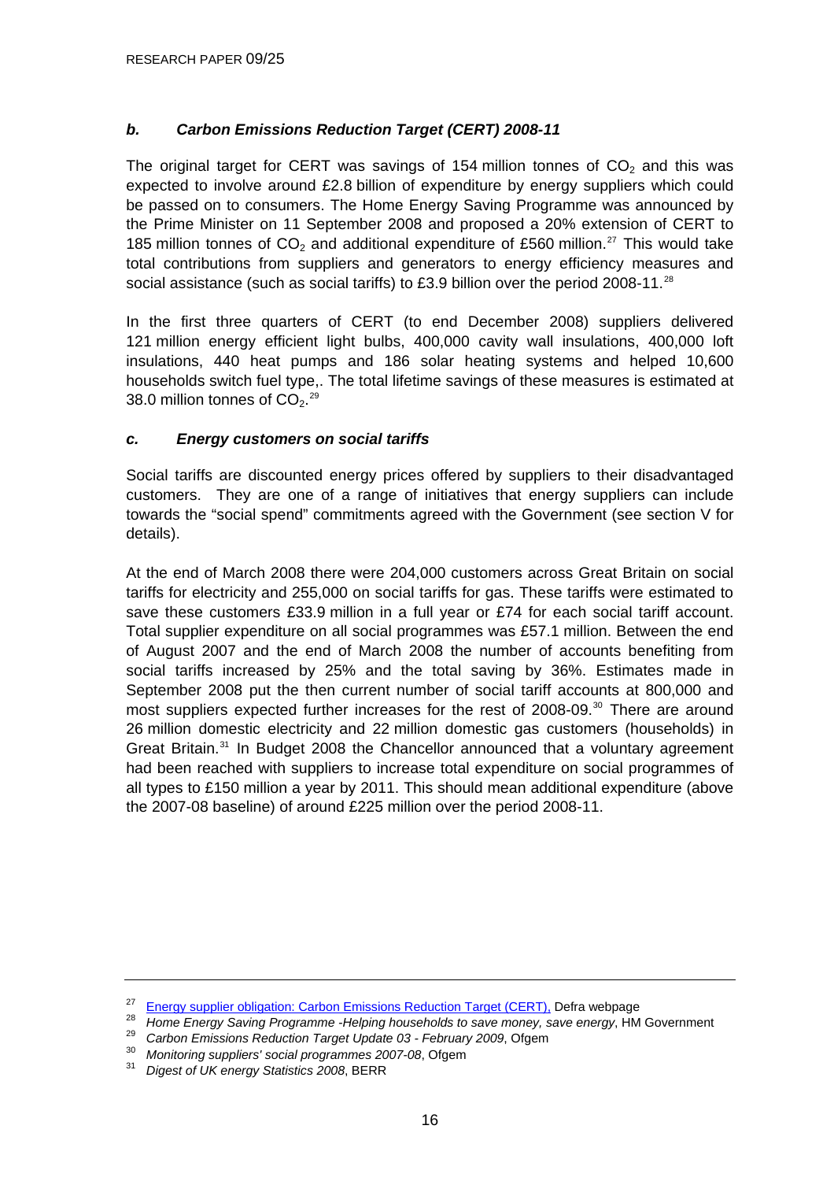### *b. Carbon Emissions Reduction Target (CERT) 2008-11*

The original target for CERT was savings of 154 million tonnes of $CO_2$ and this was expected to involve around £2.8 billion of expenditure by energy suppliers which could be passed on to consumers. The Home Energy Saving Programme was announced by the Prime Minister on 11 September 2008 and proposed a 20% extension of CERT to 185 million tonnes of $CO_2$ and additional expenditure of £560 million.[27] This would take total contributions from suppliers and generators to energy efficiency measures and social assistance (such as social tariffs) to £3.9 billion over the period 2008-11.[28]

In the first three quarters of CERT (to end December 2008) suppliers delivered 121 million energy efficient light bulbs, 400,000 cavity wall insulations, 400,000 loft insulations, 440 heat pumps and 186 solar heating systems and helped 10,600 households switch fuel type,. The total lifetime savings of these measures is estimated at 38.0 million tonnes of $CO_2$.[29]

### *c. Energy customers on social tariffs*

Social tariffs are discounted energy prices offered by suppliers to their disadvantaged customers. They are one of a range of initiatives that energy suppliers can include towards the "social spend" commitments agreed with the Government (see section V for details).

At the end of March 2008 there were 204,000 customers across Great Britain on social tariffs for electricity and 255,000 on social tariffs for gas. These tariffs were estimated to save these customers £33.9 million in a full year or £74 for each social tariff account. Total supplier expenditure on all social programmes was £57.1 million. Between the end of August 2007 and the end of March 2008 the number of accounts benefiting from social tariffs increased by 25% and the total saving by 36%. Estimates made in September 2008 put the then current number of social tariff accounts at 800,000 and most suppliers expected further increases for the rest of 2008-09.[30] There are around 26 million domestic electricity and 22 million domestic gas customers (households) in Great Britain.[31] In Budget 2008 the Chancellor announced that a voluntary agreement had been reached with suppliers to increase total expenditure on social programmes of all types to £150 million a year by 2011. This should mean additional expenditure (above the 2007-08 baseline) of around £225 million over the period 2008-11.

---

[27] Energy supplier obligation: Carbon Emissions Reduction Target (CERT), Defra webpage

[28] *Home Energy Saving Programme -Helping households to save money, save energy*, HM Government

[29] *Carbon Emissions Reduction Target Update 03 - February 2009*, Ofgem

[30] *Monitoring suppliers' social programmes 2007-08*, Ofgem

[31] *Digest of UK energy Statistics 2008*, BERR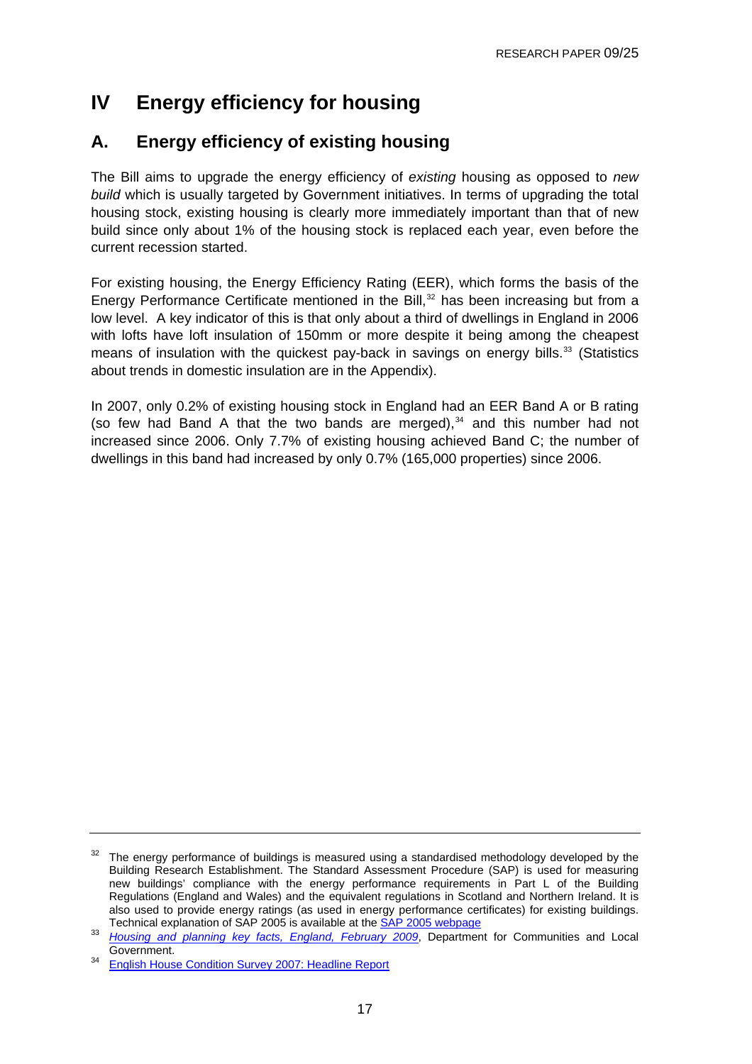# IV Energy efficiency for housing

## A. Energy efficiency of existing housing

The Bill aims to upgrade the energy efficiency of *existing* housing as opposed to *new build* which is usually targeted by Government initiatives. In terms of upgrading the total housing stock, existing housing is clearly more immediately important than that of new build since only about 1% of the housing stock is replaced each year, even before the current recession started.

For existing housing, the Energy Efficiency Rating (EER), which forms the basis of the Energy Performance Certificate mentioned in the Bill,[32] has been increasing but from a low level. A key indicator of this is that only about a third of dwellings in England in 2006 with lofts have loft insulation of 150mm or more despite it being among the cheapest means of insulation with the quickest pay-back in savings on energy bills.[33] (Statistics about trends in domestic insulation are in the Appendix).

In 2007, only 0.2% of existing housing stock in England had an EER Band A or B rating (so few had Band A that the two bands are merged),[34] and this number had not increased since 2006. Only 7.7% of existing housing achieved Band C; the number of dwellings in this band had increased by only 0.7% (165,000 properties) since 2006.

---

[32] The energy performance of buildings is measured using a standardised methodology developed by the Building Research Establishment. The Standard Assessment Procedure (SAP) is used for measuring new buildings' compliance with the energy performance requirements in Part L of the Building Regulations (England and Wales) and the equivalent regulations in Scotland and Northern Ireland. It is also used to provide energy ratings (as used in energy performance certificates) for existing buildings. Technical explanation of SAP 2005 is available at the SAP 2005 webpage

[33] *Housing and planning key facts, England, February 2009*, Department for Communities and Local Government.

[34] English House Condition Survey 2007: Headline Report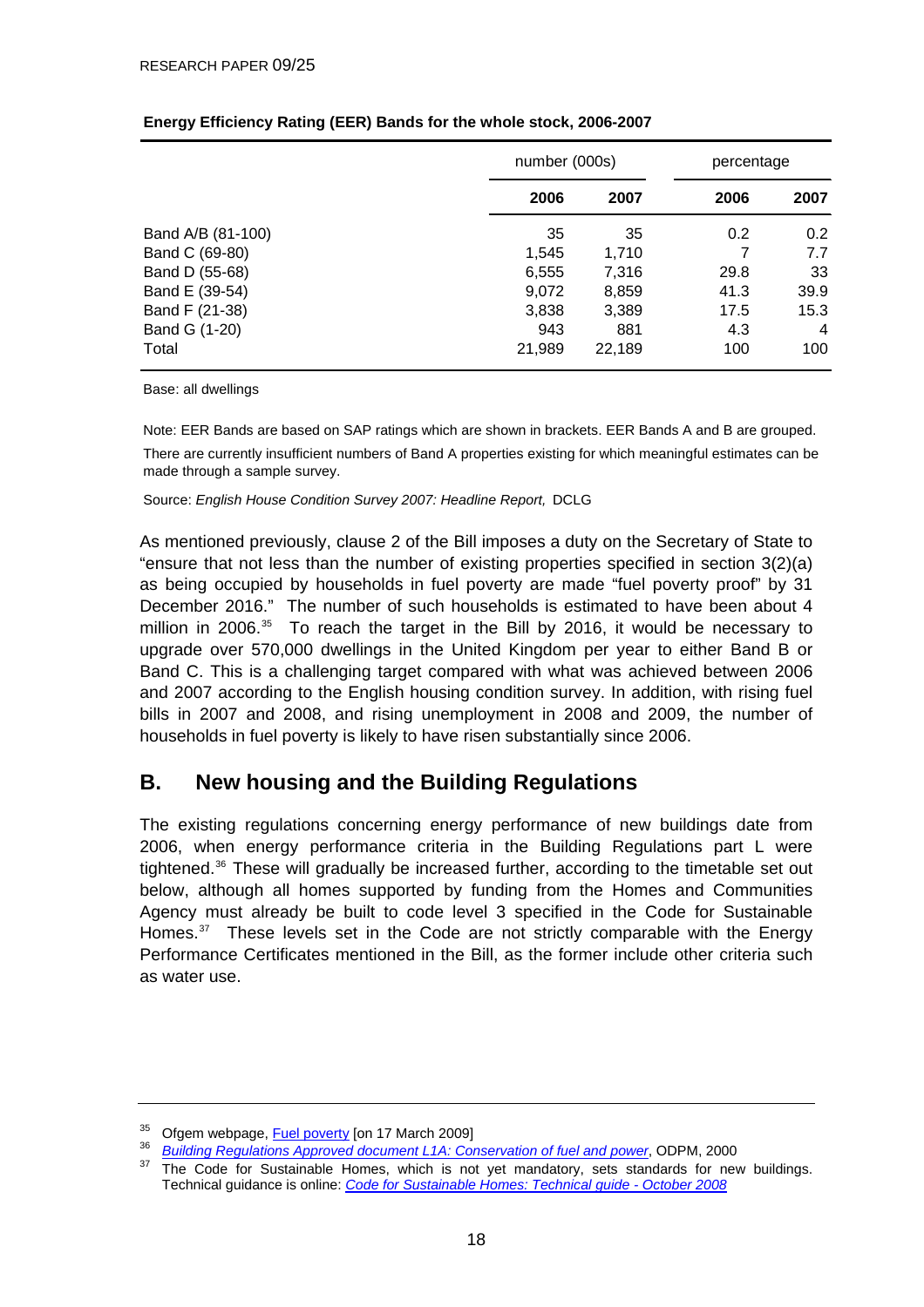**Energy Efficiency Rating (EER) Bands for the whole stock, 2006-2007**

| | number (000s) | | percentage | |
|---|---|---|---|---|
| | **2006** | **2007** | **2006** | **2007** |
| Band A/B (81-100) | 35 | 35 | 0.2 | 0.2 |
| Band C (69-80) | 1,545 | 1,710 | 7 | 7.7 |
| Band D (55-68) | 6,555 | 7,316 | 29.8 | 33 |
| Band E (39-54) | 9,072 | 8,859 | 41.3 | 39.9 |
| Band F (21-38) | 3,838 | 3,389 | 17.5 | 15.3 |
| Band G (1-20) | 943 | 881 | 4.3 | 4 |
| Total | 21,989 | 22,189 | 100 | 100 |

Base: all dwellings

Note: EER Bands are based on SAP ratings which are shown in brackets. EER Bands A and B are grouped.

There are currently insufficient numbers of Band A properties existing for which meaningful estimates can be made through a sample survey.

Source: *English House Condition Survey 2007: Headline Report,* DCLG

As mentioned previously, clause 2 of the Bill imposes a duty on the Secretary of State to "ensure that not less than the number of existing properties specified in section 3(2)(a) as being occupied by households in fuel poverty are made "fuel poverty proof" by 31 December 2016." The number of such households is estimated to have been about 4 million in 2006.[35] To reach the target in the Bill by 2016, it would be necessary to upgrade over 570,000 dwellings in the United Kingdom per year to either Band B or Band C. This is a challenging target compared with what was achieved between 2006 and 2007 according to the English housing condition survey. In addition, with rising fuel bills in 2007 and 2008, and rising unemployment in 2008 and 2009, the number of households in fuel poverty is likely to have risen substantially since 2006.

## B. New housing and the Building Regulations

The existing regulations concerning energy performance of new buildings date from 2006, when energy performance criteria in the Building Regulations part L were tightened.[36] These will gradually be increased further, according to the timetable set out below, although all homes supported by funding from the Homes and Communities Agency must already be built to code level 3 specified in the Code for Sustainable Homes.[37] These levels set in the Code are not strictly comparable with the Energy Performance Certificates mentioned in the Bill, as the former include other criteria such as water use.

---

[35] Ofgem webpage, Fuel poverty [on 17 March 2009]

[36] *Building Regulations Approved document L1A: Conservation of fuel and power*, ODPM, 2000

[37] The Code for Sustainable Homes, which is not yet mandatory, sets standards for new buildings. Technical guidance is online: *Code for Sustainable Homes: Technical guide - October 2008*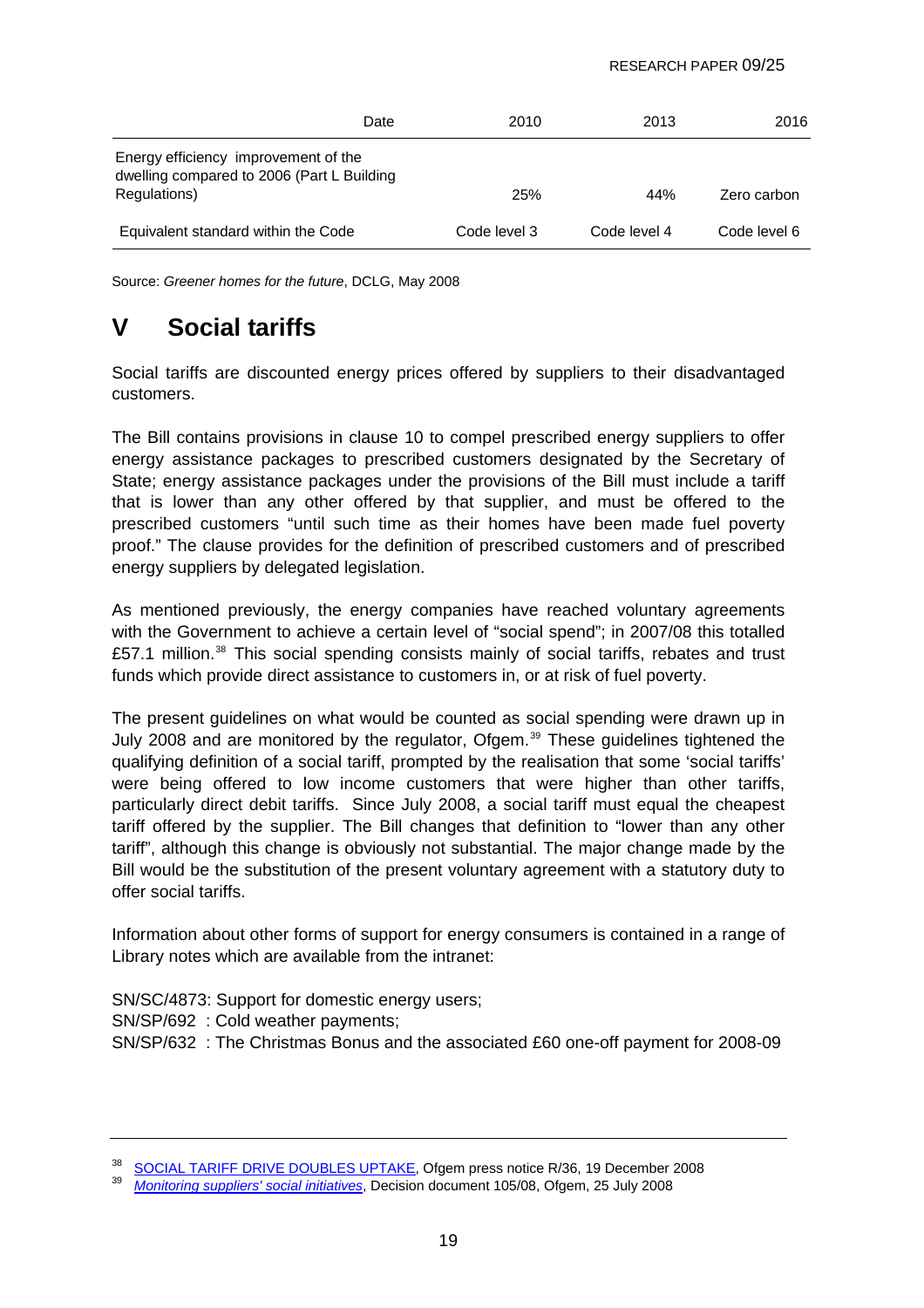| Date | 2010 | 2013 | 2016 |
|---|---|---|---|
| Energy efficiency improvement of the dwelling compared to 2006 (Part L Building Regulations) | 25% | 44% | Zero carbon |
| Equivalent standard within the Code | Code level 3 | Code level 4 | Code level 6 |

Source: *Greener homes for the future*, DCLG, May 2008

# V Social tariffs

Social tariffs are discounted energy prices offered by suppliers to their disadvantaged customers.

The Bill contains provisions in clause 10 to compel prescribed energy suppliers to offer energy assistance packages to prescribed customers designated by the Secretary of State; energy assistance packages under the provisions of the Bill must include a tariff that is lower than any other offered by that supplier, and must be offered to the prescribed customers "until such time as their homes have been made fuel poverty proof." The clause provides for the definition of prescribed customers and of prescribed energy suppliers by delegated legislation.

As mentioned previously, the energy companies have reached voluntary agreements with the Government to achieve a certain level of "social spend"; in 2007/08 this totalled £57.1 million.[38] This social spending consists mainly of social tariffs, rebates and trust funds which provide direct assistance to customers in, or at risk of fuel poverty.

The present guidelines on what would be counted as social spending were drawn up in July 2008 and are monitored by the regulator, Ofgem.[39] These guidelines tightened the qualifying definition of a social tariff, prompted by the realisation that some 'social tariffs' were being offered to low income customers that were higher than other tariffs, particularly direct debit tariffs. Since July 2008, a social tariff must equal the cheapest tariff offered by the supplier. The Bill changes that definition to "lower than any other tariff", although this change is obviously not substantial. The major change made by the Bill would be the substitution of the present voluntary agreement with a statutory duty to offer social tariffs.

Information about other forms of support for energy consumers is contained in a range of Library notes which are available from the intranet:

SN/SC/4873: Support for domestic energy users;
SN/SP/692 : Cold weather payments;
SN/SP/632 : The Christmas Bonus and the associated £60 one-off payment for 2008-09

---

[38] SOCIAL TARIFF DRIVE DOUBLES UPTAKE, Ofgem press notice R/36, 19 December 2008

[39] *Monitoring suppliers' social initiatives*, Decision document 105/08, Ofgem, 25 July 2008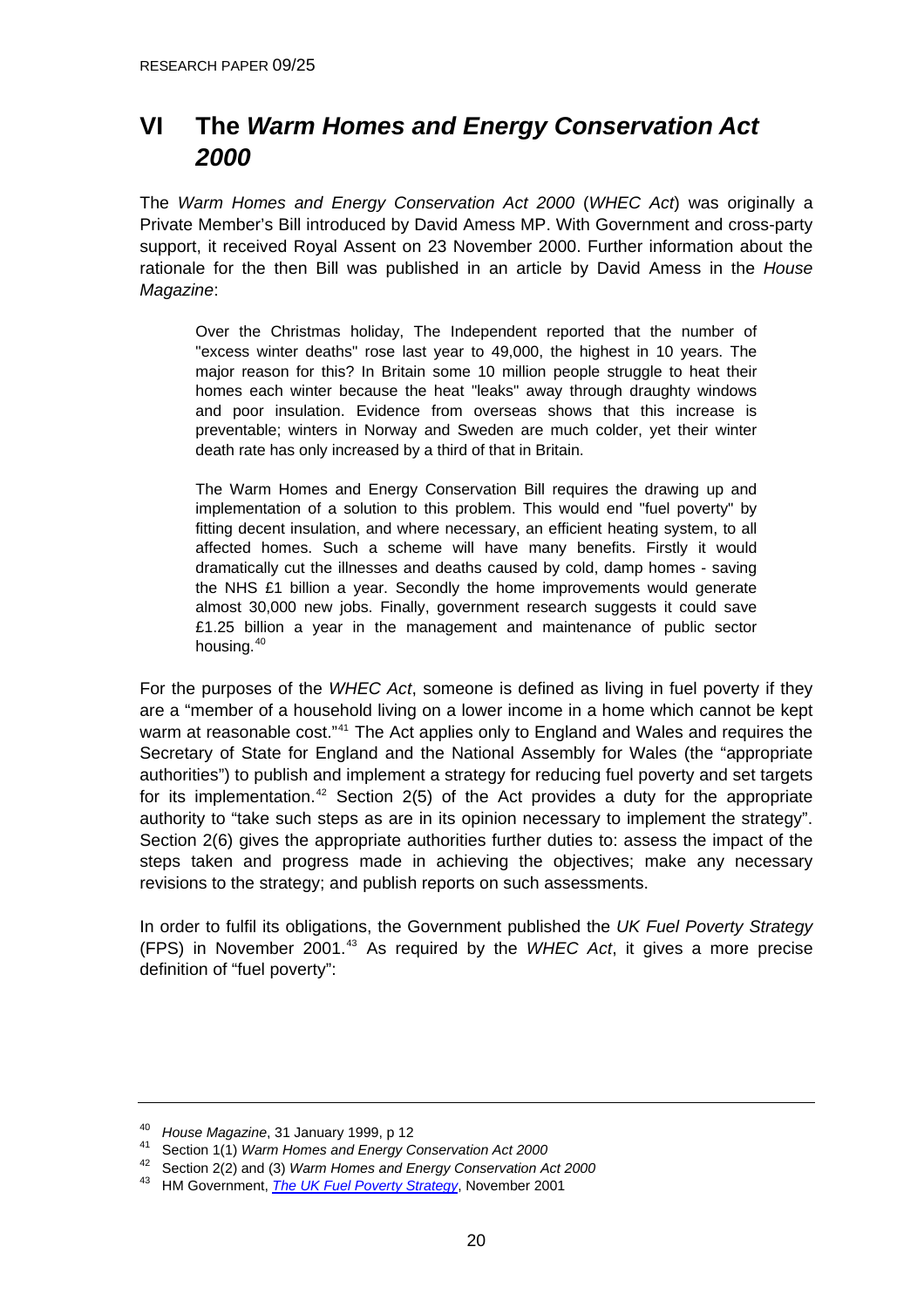# VI The *Warm Homes and Energy Conservation Act 2000*

The *Warm Homes and Energy Conservation Act 2000* (*WHEC Act*) was originally a Private Member's Bill introduced by David Amess MP. With Government and cross-party support, it received Royal Assent on 23 November 2000. Further information about the rationale for the then Bill was published in an article by David Amess in the *House Magazine*:

> Over the Christmas holiday, The Independent reported that the number of "excess winter deaths" rose last year to 49,000, the highest in 10 years. The major reason for this? In Britain some 10 million people struggle to heat their homes each winter because the heat "leaks" away through draughty windows and poor insulation. Evidence from overseas shows that this increase is preventable; winters in Norway and Sweden are much colder, yet their winter death rate has only increased by a third of that in Britain.
>
> The Warm Homes and Energy Conservation Bill requires the drawing up and implementation of a solution to this problem. This would end "fuel poverty" by fitting decent insulation, and where necessary, an efficient heating system, to all affected homes. Such a scheme will have many benefits. Firstly it would dramatically cut the illnesses and deaths caused by cold, damp homes - saving the NHS £1 billion a year. Secondly the home improvements would generate almost 30,000 new jobs. Finally, government research suggests it could save £1.25 billion a year in the management and maintenance of public sector housing.[40]

For the purposes of the *WHEC Act*, someone is defined as living in fuel poverty if they are a "member of a household living on a lower income in a home which cannot be kept warm at reasonable cost."[41] The Act applies only to England and Wales and requires the Secretary of State for England and the National Assembly for Wales (the "appropriate authorities") to publish and implement a strategy for reducing fuel poverty and set targets for its implementation.[42] Section 2(5) of the Act provides a duty for the appropriate authority to "take such steps as are in its opinion necessary to implement the strategy". Section 2(6) gives the appropriate authorities further duties to: assess the impact of the steps taken and progress made in achieving the objectives; make any necessary revisions to the strategy; and publish reports on such assessments.

In order to fulfil its obligations, the Government published the *UK Fuel Poverty Strategy* (FPS) in November 2001.[43] As required by the *WHEC Act*, it gives a more precise definition of "fuel poverty":

---

[40] *House Magazine*, 31 January 1999, p 12

[41] Section 1(1) *Warm Homes and Energy Conservation Act 2000*

[42] Section 2(2) and (3) *Warm Homes and Energy Conservation Act 2000*

[43] HM Government, *The UK Fuel Poverty Strategy*, November 2001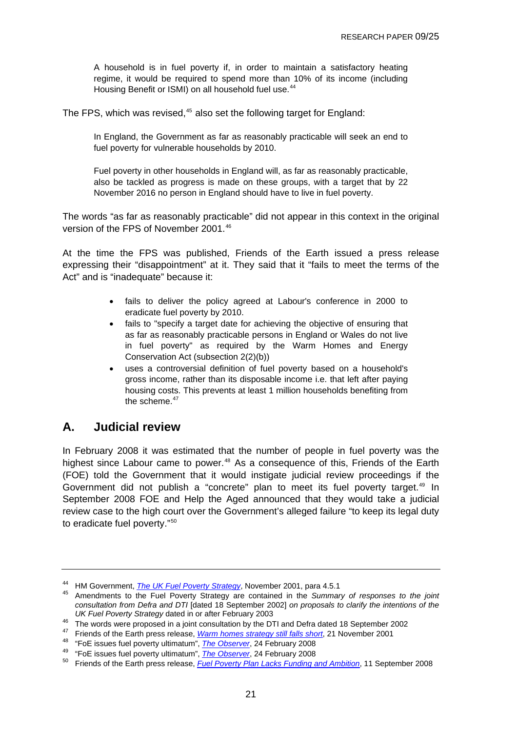> A household is in fuel poverty if, in order to maintain a satisfactory heating regime, it would be required to spend more than 10% of its income (including Housing Benefit or ISMI) on all household fuel use.[44]

The FPS, which was revised,[45] also set the following target for England:

> In England, the Government as far as reasonably practicable will seek an end to fuel poverty for vulnerable households by 2010.
>
> Fuel poverty in other households in England will, as far as reasonably practicable, also be tackled as progress is made on these groups, with a target that by 22 November 2016 no person in England should have to live in fuel poverty.

The words "as far as reasonably practicable" did not appear in this context in the original version of the FPS of November 2001.[46]

At the time the FPS was published, Friends of the Earth issued a press release expressing their "disappointment" at it. They said that it "fails to meet the terms of the Act" and is "inadequate" because it:

- fails to deliver the policy agreed at Labour's conference in 2000 to eradicate fuel poverty by 2010.
- fails to "specify a target date for achieving the objective of ensuring that as far as reasonably practicable persons in England or Wales do not live in fuel poverty" as required by the Warm Homes and Energy Conservation Act (subsection 2(2)(b))
- uses a controversial definition of fuel poverty based on a household's gross income, rather than its disposable income i.e. that left after paying housing costs. This prevents at least 1 million households benefiting from the scheme.[47]

## A. Judicial review

In February 2008 it was estimated that the number of people in fuel poverty was the highest since Labour came to power.[48] As a consequence of this, Friends of the Earth (FOE) told the Government that it would instigate judicial review proceedings if the Government did not publish a "concrete" plan to meet its fuel poverty target.[49] In September 2008 FOE and Help the Aged announced that they would take a judicial review case to the high court over the Government's alleged failure "to keep its legal duty to eradicate fuel poverty."[50]

---

[44] HM Government, *The UK Fuel Poverty Strategy*, November 2001, para 4.5.1

[45] Amendments to the Fuel Poverty Strategy are contained in the *Summary of responses to the joint consultation from Defra and DTI* [dated 18 September 2002] *on proposals to clarify the intentions of the UK Fuel Poverty Strategy* dated in or after February 2003

[46] The words were proposed in a joint consultation by the DTI and Defra dated 18 September 2002

[47] Friends of the Earth press release, *Warm homes strategy still falls short*, 21 November 2001

[48] "FoE issues fuel poverty ultimatum", *The Observer*, 24 February 2008

[49] "FoE issues fuel poverty ultimatum", *The Observer*, 24 February 2008

[50] Friends of the Earth press release, *Fuel Poverty Plan Lacks Funding and Ambition*, 11 September 2008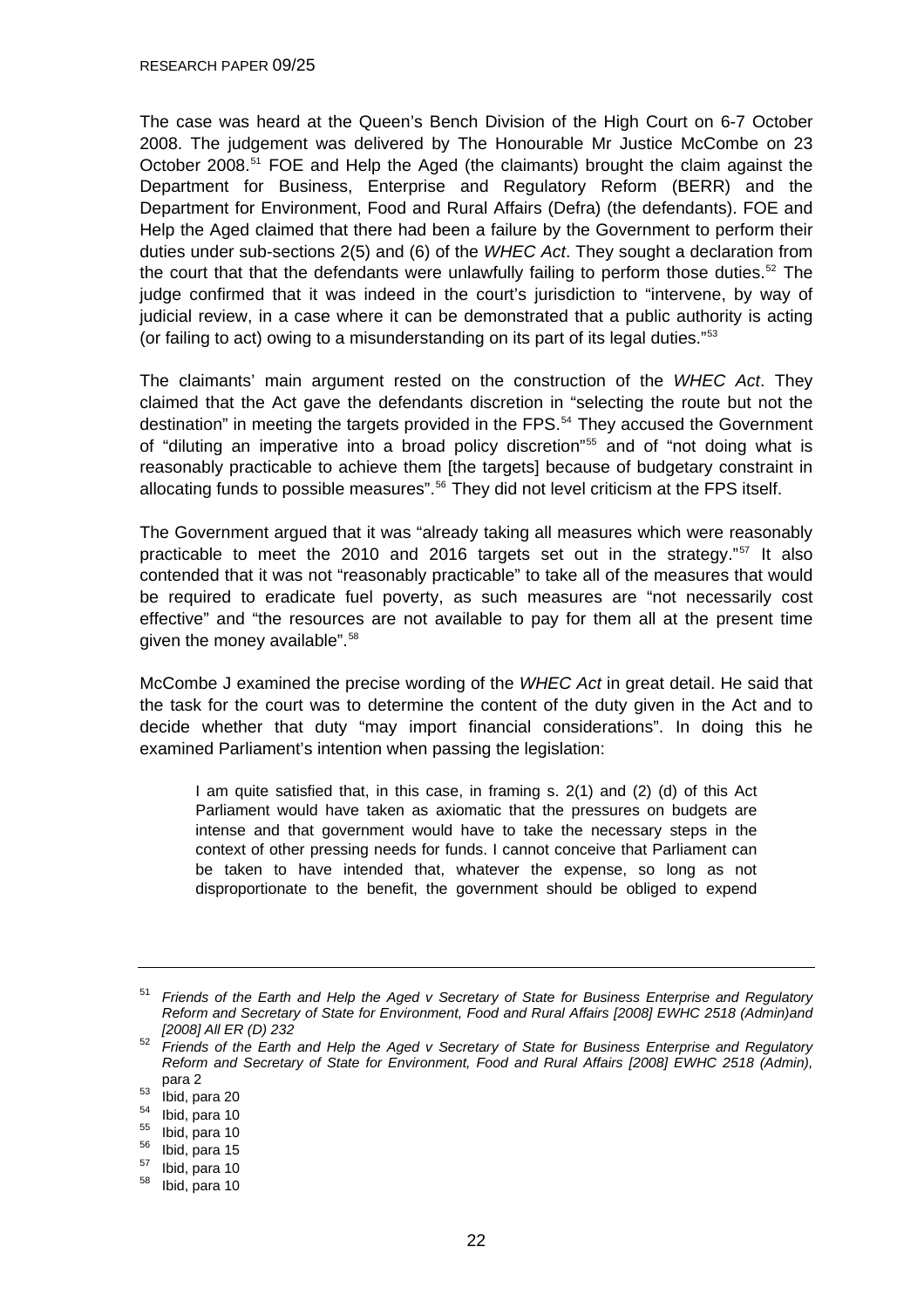The case was heard at the Queen's Bench Division of the High Court on 6-7 October 2008. The judgement was delivered by The Honourable Mr Justice McCombe on 23 October 2008.[51] FOE and Help the Aged (the claimants) brought the claim against the Department for Business, Enterprise and Regulatory Reform (BERR) and the Department for Environment, Food and Rural Affairs (Defra) (the defendants). FOE and Help the Aged claimed that there had been a failure by the Government to perform their duties under sub-sections 2(5) and (6) of the *WHEC Act*. They sought a declaration from the court that that the defendants were unlawfully failing to perform those duties.[52] The judge confirmed that it was indeed in the court's jurisdiction to "intervene, by way of judicial review, in a case where it can be demonstrated that a public authority is acting (or failing to act) owing to a misunderstanding on its part of its legal duties."[53]

The claimants' main argument rested on the construction of the *WHEC Act*. They claimed that the Act gave the defendants discretion in "selecting the route but not the destination" in meeting the targets provided in the FPS.[54] They accused the Government of "diluting an imperative into a broad policy discretion"[55] and of "not doing what is reasonably practicable to achieve them [the targets] because of budgetary constraint in allocating funds to possible measures".[56] They did not level criticism at the FPS itself.

The Government argued that it was "already taking all measures which were reasonably practicable to meet the 2010 and 2016 targets set out in the strategy."[57] It also contended that it was not "reasonably practicable" to take all of the measures that would be required to eradicate fuel poverty, as such measures are "not necessarily cost effective" and "the resources are not available to pay for them all at the present time given the money available".[58]

McCombe J examined the precise wording of the *WHEC Act* in great detail. He said that the task for the court was to determine the content of the duty given in the Act and to decide whether that duty "may import financial considerations". In doing this he examined Parliament's intention when passing the legislation:

> I am quite satisfied that, in this case, in framing s. 2(1) and (2) (d) of this Act Parliament would have taken as axiomatic that the pressures on budgets are intense and that government would have to take the necessary steps in the context of other pressing needs for funds. I cannot conceive that Parliament can be taken to have intended that, whatever the expense, so long as not disproportionate to the benefit, the government should be obliged to expend

---

[51] *Friends of the Earth and Help the Aged v Secretary of State for Business Enterprise and Regulatory Reform and Secretary of State for Environment, Food and Rural Affairs [2008] EWHC 2518 (Admin)and [2008] All ER (D) 232*

[52] *Friends of the Earth and Help the Aged v Secretary of State for Business Enterprise and Regulatory Reform and Secretary of State for Environment, Food and Rural Affairs [2008] EWHC 2518 (Admin),* para 2

[53] Ibid, para 20

[54] Ibid, para 10

[55] Ibid, para 10

[56] Ibid, para 15

[57] Ibid, para 10

[58] Ibid, para 10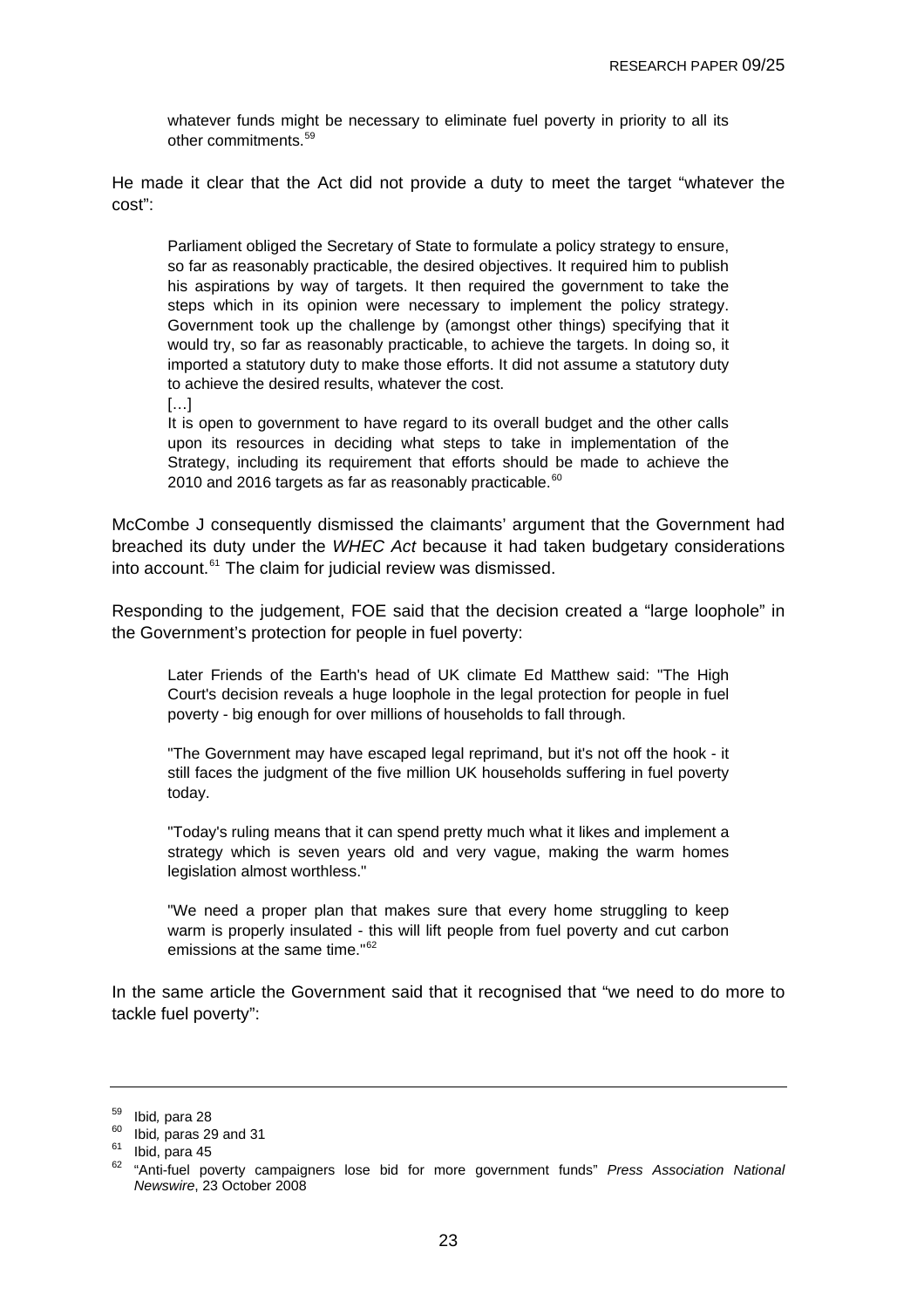> whatever funds might be necessary to eliminate fuel poverty in priority to all its other commitments.[59]

He made it clear that the Act did not provide a duty to meet the target "whatever the cost":

> Parliament obliged the Secretary of State to formulate a policy strategy to ensure, so far as reasonably practicable, the desired objectives. It required him to publish his aspirations by way of targets. It then required the government to take the steps which in its opinion were necessary to implement the policy strategy. Government took up the challenge by (amongst other things) specifying that it would try, so far as reasonably practicable, to achieve the targets. In doing so, it imported a statutory duty to make those efforts. It did not assume a statutory duty to achieve the desired results, whatever the cost.
>
> […]
>
> It is open to government to have regard to its overall budget and the other calls upon its resources in deciding what steps to take in implementation of the Strategy, including its requirement that efforts should be made to achieve the 2010 and 2016 targets as far as reasonably practicable.[60]

McCombe J consequently dismissed the claimants' argument that the Government had breached its duty under the *WHEC Act* because it had taken budgetary considerations into account.[61] The claim for judicial review was dismissed.

Responding to the judgement, FOE said that the decision created a "large loophole" in the Government's protection for people in fuel poverty:

> Later Friends of the Earth's head of UK climate Ed Matthew said: "The High Court's decision reveals a huge loophole in the legal protection for people in fuel poverty - big enough for over millions of households to fall through.
>
> "The Government may have escaped legal reprimand, but it's not off the hook - it still faces the judgment of the five million UK households suffering in fuel poverty today.
>
> "Today's ruling means that it can spend pretty much what it likes and implement a strategy which is seven years old and very vague, making the warm homes legislation almost worthless."
>
> "We need a proper plan that makes sure that every home struggling to keep warm is properly insulated - this will lift people from fuel poverty and cut carbon emissions at the same time."[62]

In the same article the Government said that it recognised that "we need to do more to tackle fuel poverty":

---

[59] Ibid*,* para 28

[60] Ibid*,* paras 29 and 31

[61] Ibid, para 45

[62] "Anti-fuel poverty campaigners lose bid for more government funds" *Press Association National Newswire*, 23 October 2008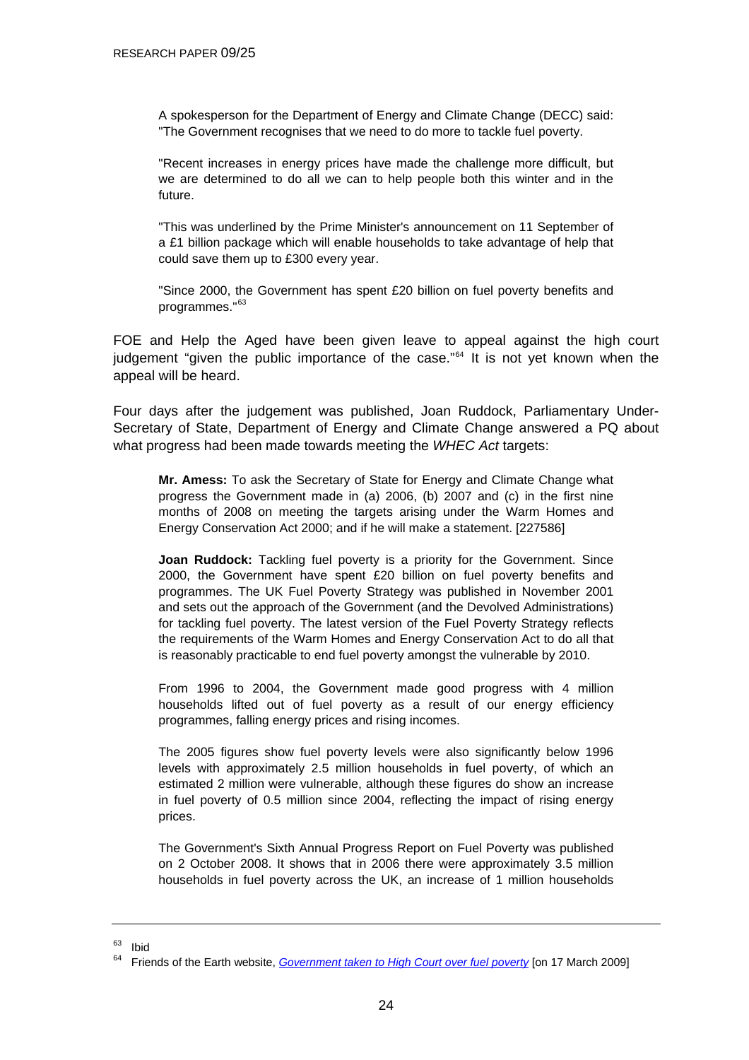> A spokesperson for the Department of Energy and Climate Change (DECC) said: "The Government recognises that we need to do more to tackle fuel poverty.
>
> "Recent increases in energy prices have made the challenge more difficult, but we are determined to do all we can to help people both this winter and in the future.
>
> "This was underlined by the Prime Minister's announcement on 11 September of a £1 billion package which will enable households to take advantage of help that could save them up to £300 every year.
>
> "Since 2000, the Government has spent £20 billion on fuel poverty benefits and programmes."[63]

FOE and Help the Aged have been given leave to appeal against the high court judgement "given the public importance of the case."[64] It is not yet known when the appeal will be heard.

Four days after the judgement was published, Joan Ruddock, Parliamentary Under-Secretary of State, Department of Energy and Climate Change answered a PQ about what progress had been made towards meeting the *WHEC Act* targets:

> **Mr. Amess:** To ask the Secretary of State for Energy and Climate Change what progress the Government made in (a) 2006, (b) 2007 and (c) in the first nine months of 2008 on meeting the targets arising under the Warm Homes and Energy Conservation Act 2000; and if he will make a statement. [227586]
>
> **Joan Ruddock:** Tackling fuel poverty is a priority for the Government. Since 2000, the Government have spent £20 billion on fuel poverty benefits and programmes. The UK Fuel Poverty Strategy was published in November 2001 and sets out the approach of the Government (and the Devolved Administrations) for tackling fuel poverty. The latest version of the Fuel Poverty Strategy reflects the requirements of the Warm Homes and Energy Conservation Act to do all that is reasonably practicable to end fuel poverty amongst the vulnerable by 2010.
>
> From 1996 to 2004, the Government made good progress with 4 million households lifted out of fuel poverty as a result of our energy efficiency programmes, falling energy prices and rising incomes.
>
> The 2005 figures show fuel poverty levels were also significantly below 1996 levels with approximately 2.5 million households in fuel poverty, of which an estimated 2 million were vulnerable, although these figures do show an increase in fuel poverty of 0.5 million since 2004, reflecting the impact of rising energy prices.
>
> The Government's Sixth Annual Progress Report on Fuel Poverty was published on 2 October 2008. It shows that in 2006 there were approximately 3.5 million households in fuel poverty across the UK, an increase of 1 million households

---

[63] Ibid

[64] Friends of the Earth website, *Government taken to High Court over fuel poverty* [on 17 March 2009]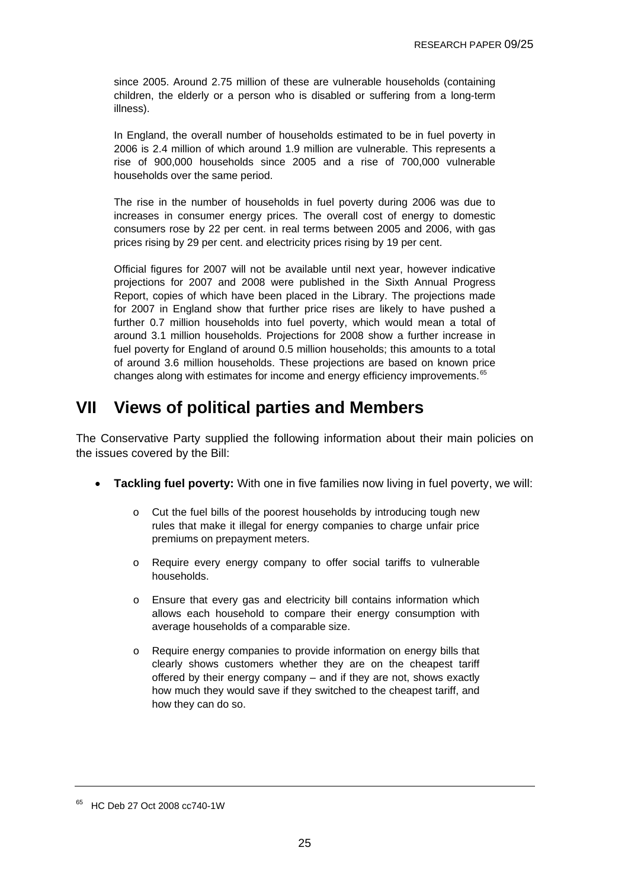since 2005. Around 2.75 million of these are vulnerable households (containing children, the elderly or a person who is disabled or suffering from a long-term illness).

In England, the overall number of households estimated to be in fuel poverty in 2006 is 2.4 million of which around 1.9 million are vulnerable. This represents a rise of 900,000 households since 2005 and a rise of 700,000 vulnerable households over the same period.

The rise in the number of households in fuel poverty during 2006 was due to increases in consumer energy prices. The overall cost of energy to domestic consumers rose by 22 per cent. in real terms between 2005 and 2006, with gas prices rising by 29 per cent. and electricity prices rising by 19 per cent.

Official figures for 2007 will not be available until next year, however indicative projections for 2007 and 2008 were published in the Sixth Annual Progress Report, copies of which have been placed in the Library. The projections made for 2007 in England show that further price rises are likely to have pushed a further 0.7 million households into fuel poverty, which would mean a total of around 3.1 million households. Projections for 2008 show a further increase in fuel poverty for England of around 0.5 million households; this amounts to a total of around 3.6 million households. These projections are based on known price changes along with estimates for income and energy efficiency improvements.[65]

# VII Views of political parties and Members

The Conservative Party supplied the following information about their main policies on the issues covered by the Bill:

- **Tackling fuel poverty:** With one in five families now living in fuel poverty, we will:
    - Cut the fuel bills of the poorest households by introducing tough new rules that make it illegal for energy companies to charge unfair price premiums on prepayment meters.
    - Require every energy company to offer social tariffs to vulnerable households.
    - Ensure that every gas and electricity bill contains information which allows each household to compare their energy consumption with average households of a comparable size.
    - Require energy companies to provide information on energy bills that clearly shows customers whether they are on the cheapest tariff offered by their energy company – and if they are not, shows exactly how much they would save if they switched to the cheapest tariff, and how they can do so.

[65] HC Deb 27 Oct 2008 cc740-1W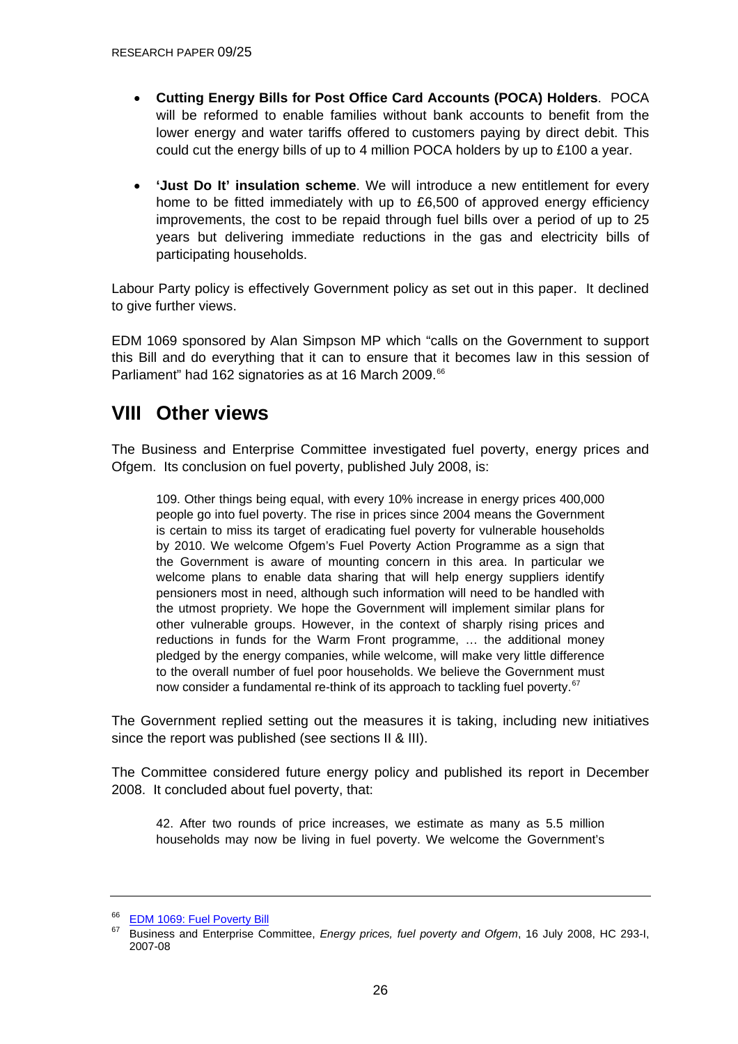- **Cutting Energy Bills for Post Office Card Accounts (POCA) Holders**. POCA will be reformed to enable families without bank accounts to benefit from the lower energy and water tariffs offered to customers paying by direct debit. This could cut the energy bills of up to 4 million POCA holders by up to £100 a year.

- **'Just Do It' insulation scheme**. We will introduce a new entitlement for every home to be fitted immediately with up to £6,500 of approved energy efficiency improvements, the cost to be repaid through fuel bills over a period of up to 25 years but delivering immediate reductions in the gas and electricity bills of participating households.

Labour Party policy is effectively Government policy as set out in this paper. It declined to give further views.

EDM 1069 sponsored by Alan Simpson MP which "calls on the Government to support this Bill and do everything that it can to ensure that it becomes law in this session of Parliament" had 162 signatories as at 16 March 2009.[66]

# VIII Other views

The Business and Enterprise Committee investigated fuel poverty, energy prices and Ofgem. Its conclusion on fuel poverty, published July 2008, is:

> 109. Other things being equal, with every 10% increase in energy prices 400,000 people go into fuel poverty. The rise in prices since 2004 means the Government is certain to miss its target of eradicating fuel poverty for vulnerable households by 2010. We welcome Ofgem's Fuel Poverty Action Programme as a sign that the Government is aware of mounting concern in this area. In particular we welcome plans to enable data sharing that will help energy suppliers identify pensioners most in need, although such information will need to be handled with the utmost propriety. We hope the Government will implement similar plans for other vulnerable groups. However, in the context of sharply rising prices and reductions in funds for the Warm Front programme, … the additional money pledged by the energy companies, while welcome, will make very little difference to the overall number of fuel poor households. We believe the Government must now consider a fundamental re-think of its approach to tackling fuel poverty.[67]

The Government replied setting out the measures it is taking, including new initiatives since the report was published (see sections II & III).

The Committee considered future energy policy and published its report in December 2008. It concluded about fuel poverty, that:

> 42. After two rounds of price increases, we estimate as many as 5.5 million households may now be living in fuel poverty. We welcome the Government's

---

[66] EDM 1069: Fuel Poverty Bill

[67] Business and Enterprise Committee, *Energy prices, fuel poverty and Ofgem*, 16 July 2008, HC 293-I, 2007-08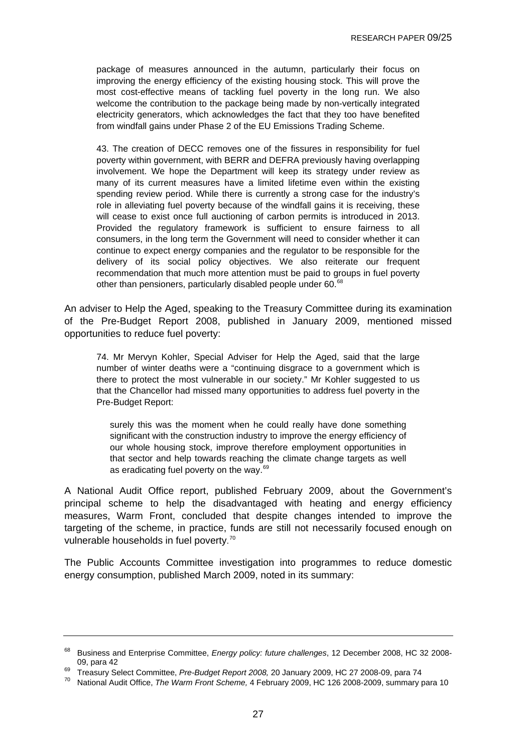> package of measures announced in the autumn, particularly their focus on improving the energy efficiency of the existing housing stock. This will prove the most cost-effective means of tackling fuel poverty in the long run. We also welcome the contribution to the package being made by non-vertically integrated electricity generators, which acknowledges the fact that they too have benefited from windfall gains under Phase 2 of the EU Emissions Trading Scheme.
>
> 43. The creation of DECC removes one of the fissures in responsibility for fuel poverty within government, with BERR and DEFRA previously having overlapping involvement. We hope the Department will keep its strategy under review as many of its current measures have a limited lifetime even within the existing spending review period. While there is currently a strong case for the industry's role in alleviating fuel poverty because of the windfall gains it is receiving, these will cease to exist once full auctioning of carbon permits is introduced in 2013. Provided the regulatory framework is sufficient to ensure fairness to all consumers, in the long term the Government will need to consider whether it can continue to expect energy companies and the regulator to be responsible for the delivery of its social policy objectives. We also reiterate our frequent recommendation that much more attention must be paid to groups in fuel poverty other than pensioners, particularly disabled people under 60.[68]

An adviser to Help the Aged, speaking to the Treasury Committee during its examination of the Pre-Budget Report 2008, published in January 2009, mentioned missed opportunities to reduce fuel poverty:

> 74. Mr Mervyn Kohler, Special Adviser for Help the Aged, said that the large number of winter deaths were a "continuing disgrace to a government which is there to protect the most vulnerable in our society." Mr Kohler suggested to us that the Chancellor had missed many opportunities to address fuel poverty in the Pre-Budget Report:
>
> > surely this was the moment when he could really have done something significant with the construction industry to improve the energy efficiency of our whole housing stock, improve therefore employment opportunities in that sector and help towards reaching the climate change targets as well as eradicating fuel poverty on the way.[69]

A National Audit Office report, published February 2009, about the Government's principal scheme to help the disadvantaged with heating and energy efficiency measures, Warm Front, concluded that despite changes intended to improve the targeting of the scheme, in practice, funds are still not necessarily focused enough on vulnerable households in fuel poverty.[70]

The Public Accounts Committee investigation into programmes to reduce domestic energy consumption, published March 2009, noted in its summary:

---

[68] Business and Enterprise Committee, *Energy policy: future challenges*, 12 December 2008, HC 32 2008-09, para 42

[69] Treasury Select Committee, *Pre-Budget Report 2008,* 20 January 2009, HC 27 2008-09, para 74

[70] National Audit Office, *The Warm Front Scheme,* 4 February 2009, HC 126 2008-2009, summary para 10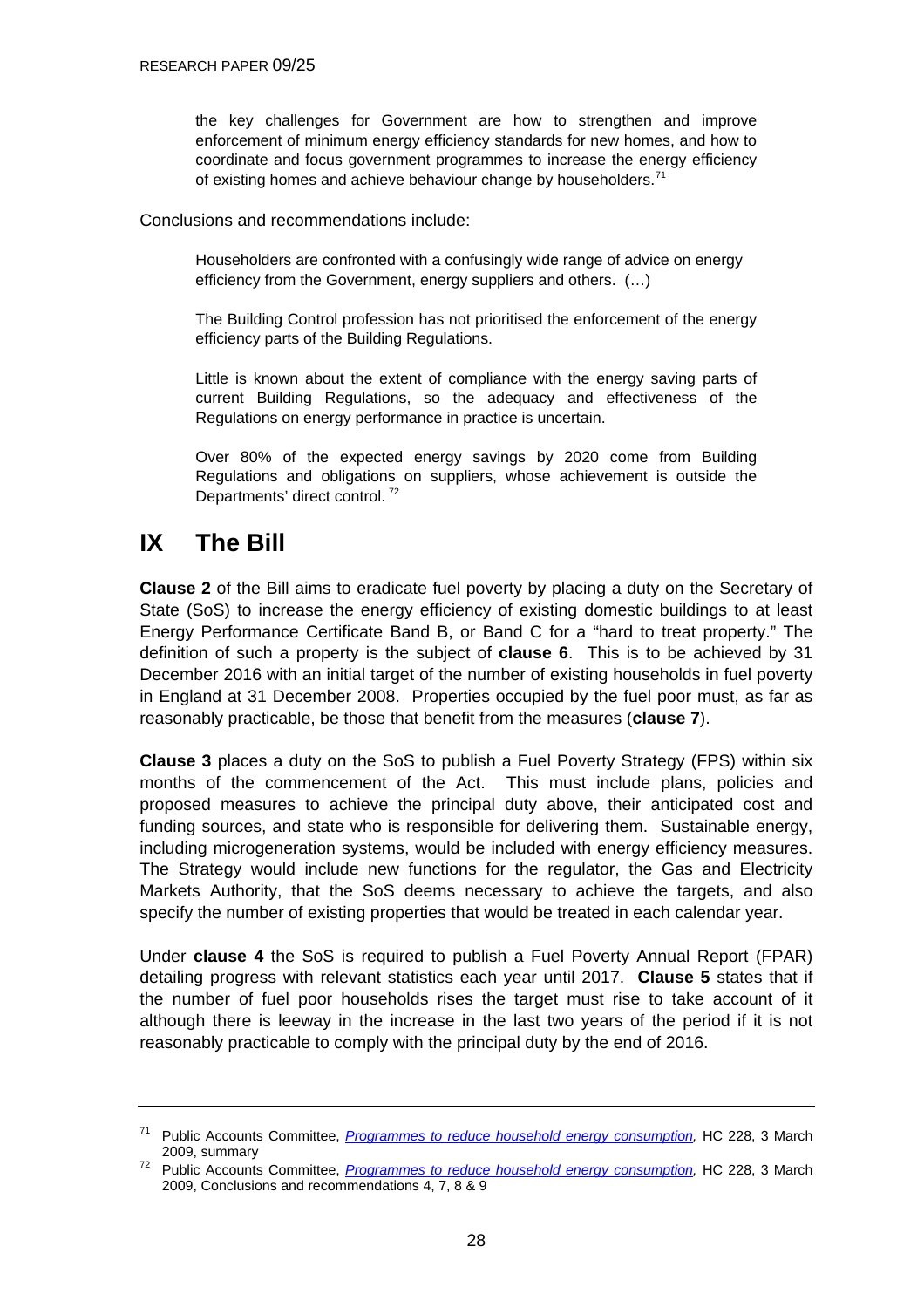> the key challenges for Government are how to strengthen and improve enforcement of minimum energy efficiency standards for new homes, and how to coordinate and focus government programmes to increase the energy efficiency of existing homes and achieve behaviour change by householders.[71]

Conclusions and recommendations include:

> Householders are confronted with a confusingly wide range of advice on energy efficiency from the Government, energy suppliers and others. (…)
>
> The Building Control profession has not prioritised the enforcement of the energy efficiency parts of the Building Regulations.
>
> Little is known about the extent of compliance with the energy saving parts of current Building Regulations, so the adequacy and effectiveness of the Regulations on energy performance in practice is uncertain.
>
> Over 80% of the expected energy savings by 2020 come from Building Regulations and obligations on suppliers, whose achievement is outside the Departments' direct control.[72]

# IX The Bill

**Clause 2** of the Bill aims to eradicate fuel poverty by placing a duty on the Secretary of State (SoS) to increase the energy efficiency of existing domestic buildings to at least Energy Performance Certificate Band B, or Band C for a "hard to treat property." The definition of such a property is the subject of **clause 6**. This is to be achieved by 31 December 2016 with an initial target of the number of existing households in fuel poverty in England at 31 December 2008. Properties occupied by the fuel poor must, as far as reasonably practicable, be those that benefit from the measures (**clause 7**).

**Clause 3** places a duty on the SoS to publish a Fuel Poverty Strategy (FPS) within six months of the commencement of the Act. This must include plans, policies and proposed measures to achieve the principal duty above, their anticipated cost and funding sources, and state who is responsible for delivering them. Sustainable energy, including microgeneration systems, would be included with energy efficiency measures. The Strategy would include new functions for the regulator, the Gas and Electricity Markets Authority, that the SoS deems necessary to achieve the targets, and also specify the number of existing properties that would be treated in each calendar year.

Under **clause 4** the SoS is required to publish a Fuel Poverty Annual Report (FPAR) detailing progress with relevant statistics each year until 2017. **Clause 5** states that if the number of fuel poor households rises the target must rise to take account of it although there is leeway in the increase in the last two years of the period if it is not reasonably practicable to comply with the principal duty by the end of 2016.

---

[71] Public Accounts Committee, *Programmes to reduce household energy consumption,* HC 228, 3 March 2009, summary

[72] Public Accounts Committee, *Programmes to reduce household energy consumption,* HC 228, 3 March 2009, Conclusions and recommendations 4, 7, 8 & 9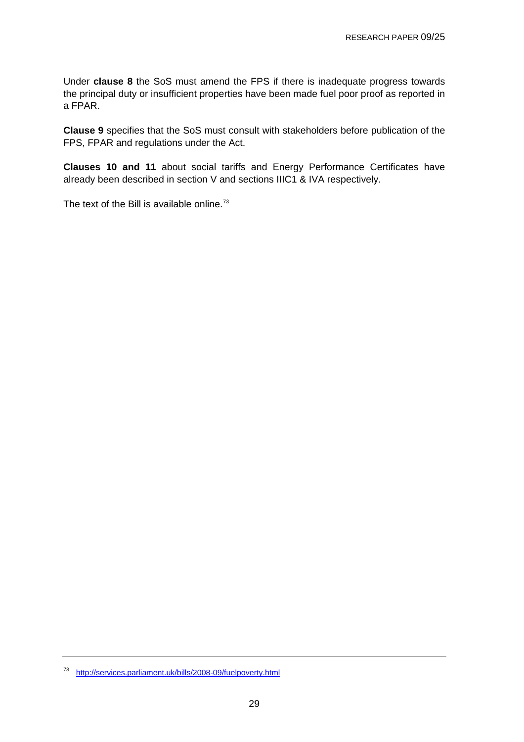Under **clause 8** the SoS must amend the FPS if there is inadequate progress towards the principal duty or insufficient properties have been made fuel poor proof as reported in a FPAR.

**Clause 9** specifies that the SoS must consult with stakeholders before publication of the FPS, FPAR and regulations under the Act.

**Clauses 10 and 11** about social tariffs and Energy Performance Certificates have already been described in section V and sections IIIC1 & IVA respectively.

The text of the Bill is available online.[73]

---

[73] http://services.parliament.uk/bills/2008-09/fuelpoverty.html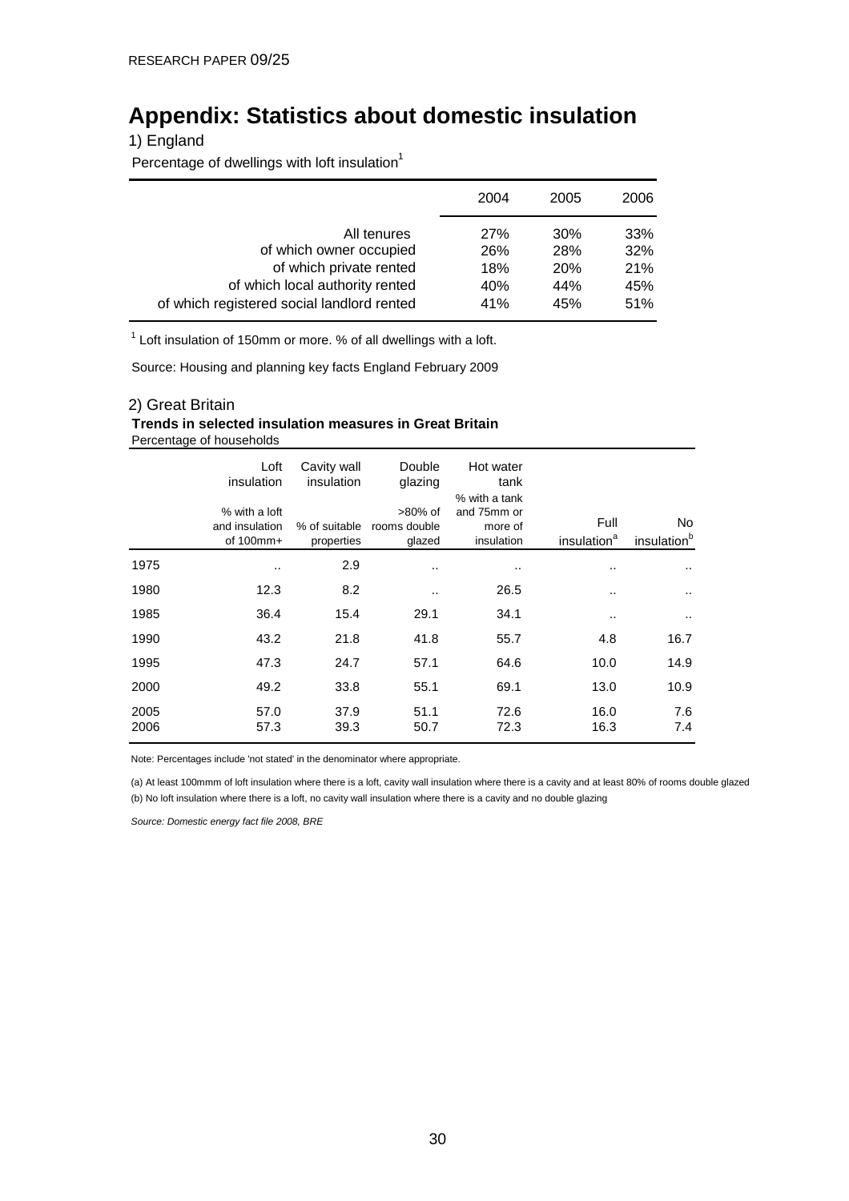# Appendix: Statistics about domestic insulation

1) England

Percentage of dwellings with loft insulation[1]

| | 2004 | 2005 | 2006 |
|---|---|---|---|
| All tenures | 27% | 30% | 33% |
| of which owner occupied | 26% | 28% | 32% |
| of which private rented | 18% | 20% | 21% |
| of which local authority rented | 40% | 44% | 45% |
| of which registered social landlord rented | 41% | 45% | 51% |

[1] Loft insulation of 150mm or more. % of all dwellings with a loft.

Source: Housing and planning key facts England February 2009

2) Great Britain

**Trends in selected insulation measures in Great Britain**

Percentage of households

| | Loft insulation | Cavity wall insulation | Double glazing | Hot water tank | | |
|---|---|---|---|---|---|---|
| | % with a loft and insulation of 100mm+ | % of suitable properties | >80% of rooms double glazed | % with a tank and 75mm or more of insulation | Full insulation[a] | No insulation[b] |
| 1975 | .. | 2.9 | .. | .. | .. | .. |
| 1980 | 12.3 | 8.2 | .. | 26.5 | .. | .. |
| 1985 | 36.4 | 15.4 | 29.1 | 34.1 | .. | .. |
| 1990 | 43.2 | 21.8 | 41.8 | 55.7 | 4.8 | 16.7 |
| 1995 | 47.3 | 24.7 | 57.1 | 64.6 | 10.0 | 14.9 |
| 2000 | 49.2 | 33.8 | 55.1 | 69.1 | 13.0 | 10.9 |
| 2005 | 57.0 | 37.9 | 51.1 | 72.6 | 16.0 | 7.6 |
| 2006 | 57.3 | 39.3 | 50.7 | 72.3 | 16.3 | 7.4 |

Note: Percentages include 'not stated' in the denominator where appropriate.

(a) At least 100mmm of loft insulation where there is a loft, cavity wall insulation where there is a cavity and at least 80% of rooms double glazed

(b) No loft insulation where there is a loft, no cavity wall insulation where there is a cavity and no double glazing

*Source: Domestic energy fact file 2008, BRE*